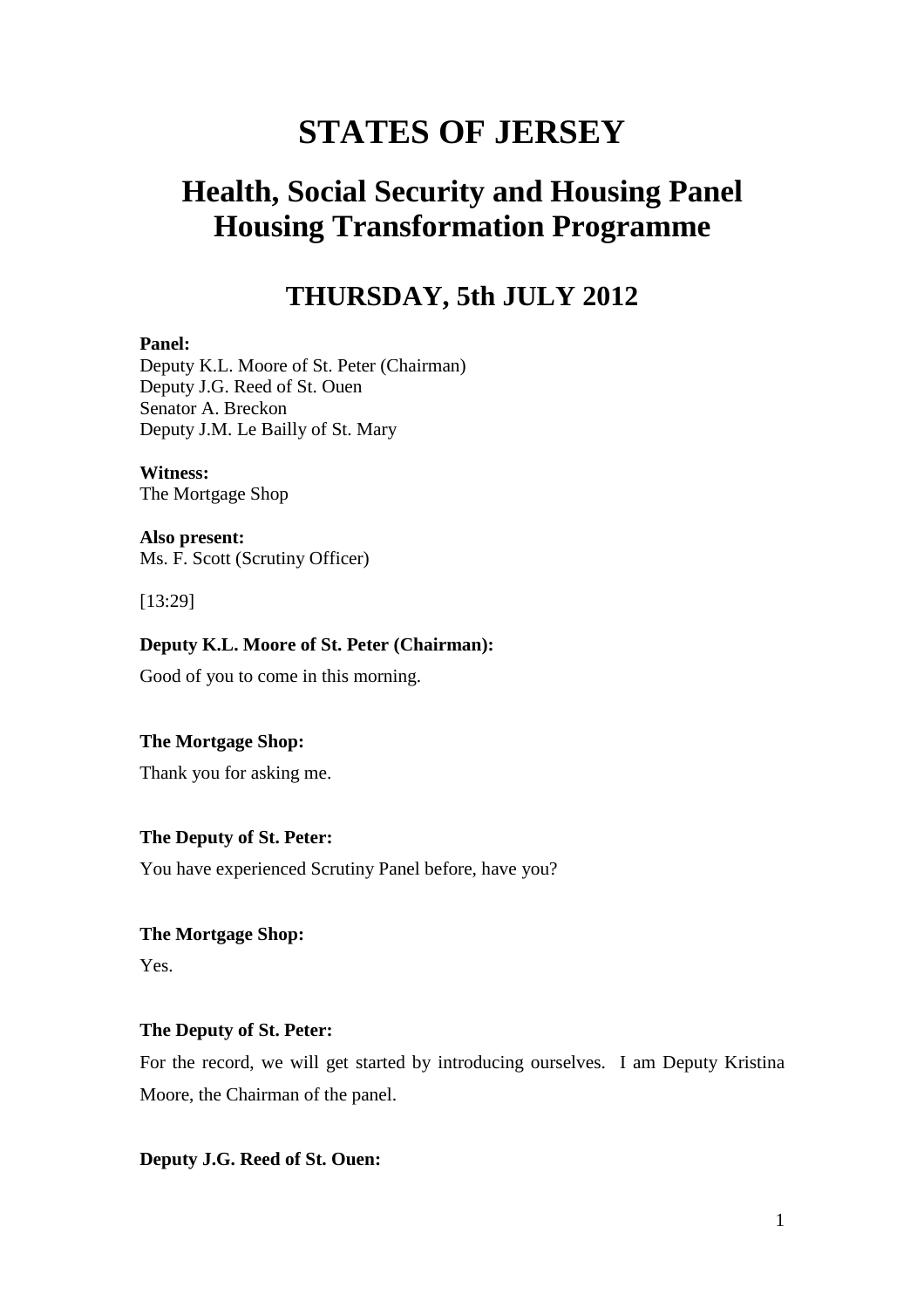# STATES OF JERSEY

## Health, Social Security and Housing Panel Housing Transformation Programme

## THURSDAY, 5th JULY 2012

**Panel:**
Deputy K.L. Moore of St. Peter (Chairman)
Deputy J.G. Reed of St. Ouen
Senator A. Breckon
Deputy J.M. Le Bailly of St. Mary

**Witness:**
The Mortgage Shop

**Also present:**
Ms. F. Scott (Scrutiny Officer)

[13:29]

**Deputy K.L. Moore of St. Peter (Chairman):**

Good of you to come in this morning.

**The Mortgage Shop:**

Thank you for asking me.

**The Deputy of St. Peter:**

You have experienced Scrutiny Panel before, have you?

**The Mortgage Shop:**

Yes.

**The Deputy of St. Peter:**

For the record, we will get started by introducing ourselves. I am Deputy Kristina Moore, the Chairman of the panel.

**Deputy J.G. Reed of St. Ouen:**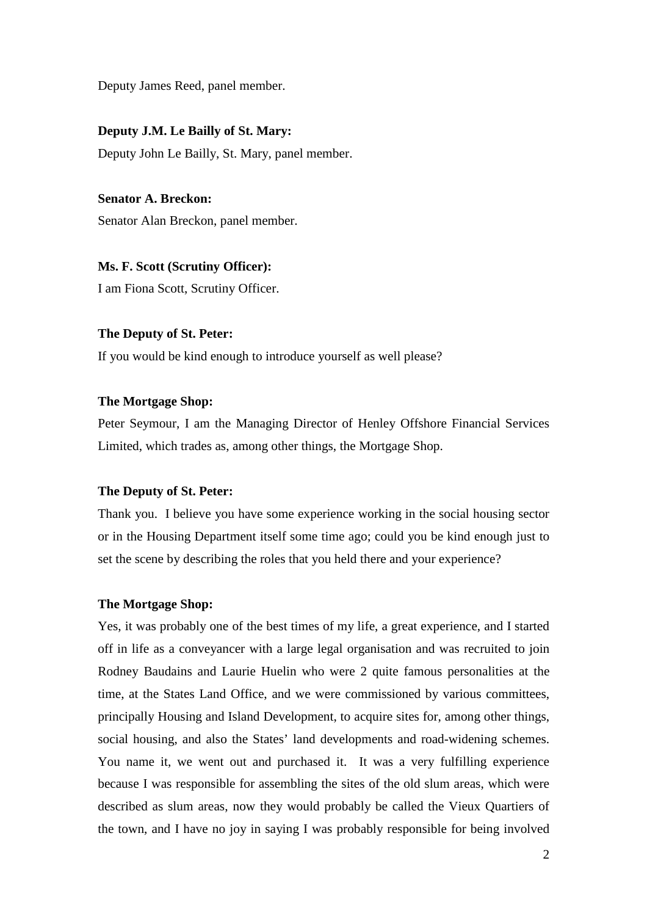Deputy James Reed, panel member.

**Deputy J.M. Le Bailly of St. Mary:**

Deputy John Le Bailly, St. Mary, panel member.

**Senator A. Breckon:**

Senator Alan Breckon, panel member.

**Ms. F. Scott (Scrutiny Officer):**

I am Fiona Scott, Scrutiny Officer.

**The Deputy of St. Peter:**

If you would be kind enough to introduce yourself as well please?

**The Mortgage Shop:**

Peter Seymour, I am the Managing Director of Henley Offshore Financial Services Limited, which trades as, among other things, the Mortgage Shop.

**The Deputy of St. Peter:**

Thank you. I believe you have some experience working in the social housing sector or in the Housing Department itself some time ago; could you be kind enough just to set the scene by describing the roles that you held there and your experience?

**The Mortgage Shop:**

Yes, it was probably one of the best times of my life, a great experience, and I started off in life as a conveyancer with a large legal organisation and was recruited to join Rodney Baudains and Laurie Huelin who were 2 quite famous personalities at the time, at the States Land Office, and we were commissioned by various committees, principally Housing and Island Development, to acquire sites for, among other things, social housing, and also the States' land developments and road-widening schemes. You name it, we went out and purchased it. It was a very fulfilling experience because I was responsible for assembling the sites of the old slum areas, which were described as slum areas, now they would probably be called the Vieux Quartiers of the town, and I have no joy in saying I was probably responsible for being involved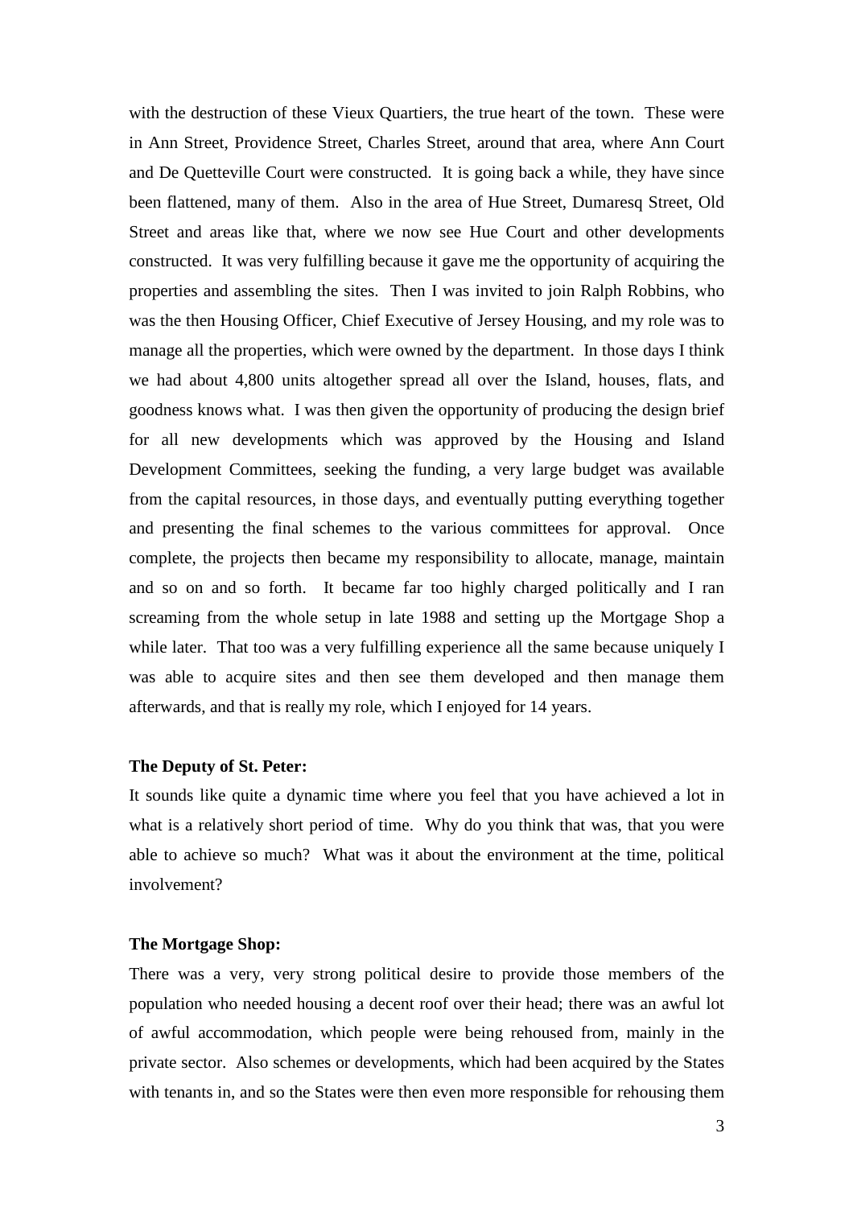with the destruction of these Vieux Quartiers, the true heart of the town. These were in Ann Street, Providence Street, Charles Street, around that area, where Ann Court and De Quetteville Court were constructed. It is going back a while, they have since been flattened, many of them. Also in the area of Hue Street, Dumaresq Street, Old Street and areas like that, where we now see Hue Court and other developments constructed. It was very fulfilling because it gave me the opportunity of acquiring the properties and assembling the sites. Then I was invited to join Ralph Robbins, who was the then Housing Officer, Chief Executive of Jersey Housing, and my role was to manage all the properties, which were owned by the department. In those days I think we had about 4,800 units altogether spread all over the Island, houses, flats, and goodness knows what. I was then given the opportunity of producing the design brief for all new developments which was approved by the Housing and Island Development Committees, seeking the funding, a very large budget was available from the capital resources, in those days, and eventually putting everything together and presenting the final schemes to the various committees for approval. Once complete, the projects then became my responsibility to allocate, manage, maintain and so on and so forth. It became far too highly charged politically and I ran screaming from the whole setup in late 1988 and setting up the Mortgage Shop a while later. That too was a very fulfilling experience all the same because uniquely I was able to acquire sites and then see them developed and then manage them afterwards, and that is really my role, which I enjoyed for 14 years.

**The Deputy of St. Peter:**

It sounds like quite a dynamic time where you feel that you have achieved a lot in what is a relatively short period of time. Why do you think that was, that you were able to achieve so much? What was it about the environment at the time, political involvement?

**The Mortgage Shop:**

There was a very, very strong political desire to provide those members of the population who needed housing a decent roof over their head; there was an awful lot of awful accommodation, which people were being rehoused from, mainly in the private sector. Also schemes or developments, which had been acquired by the States with tenants in, and so the States were then even more responsible for rehousing them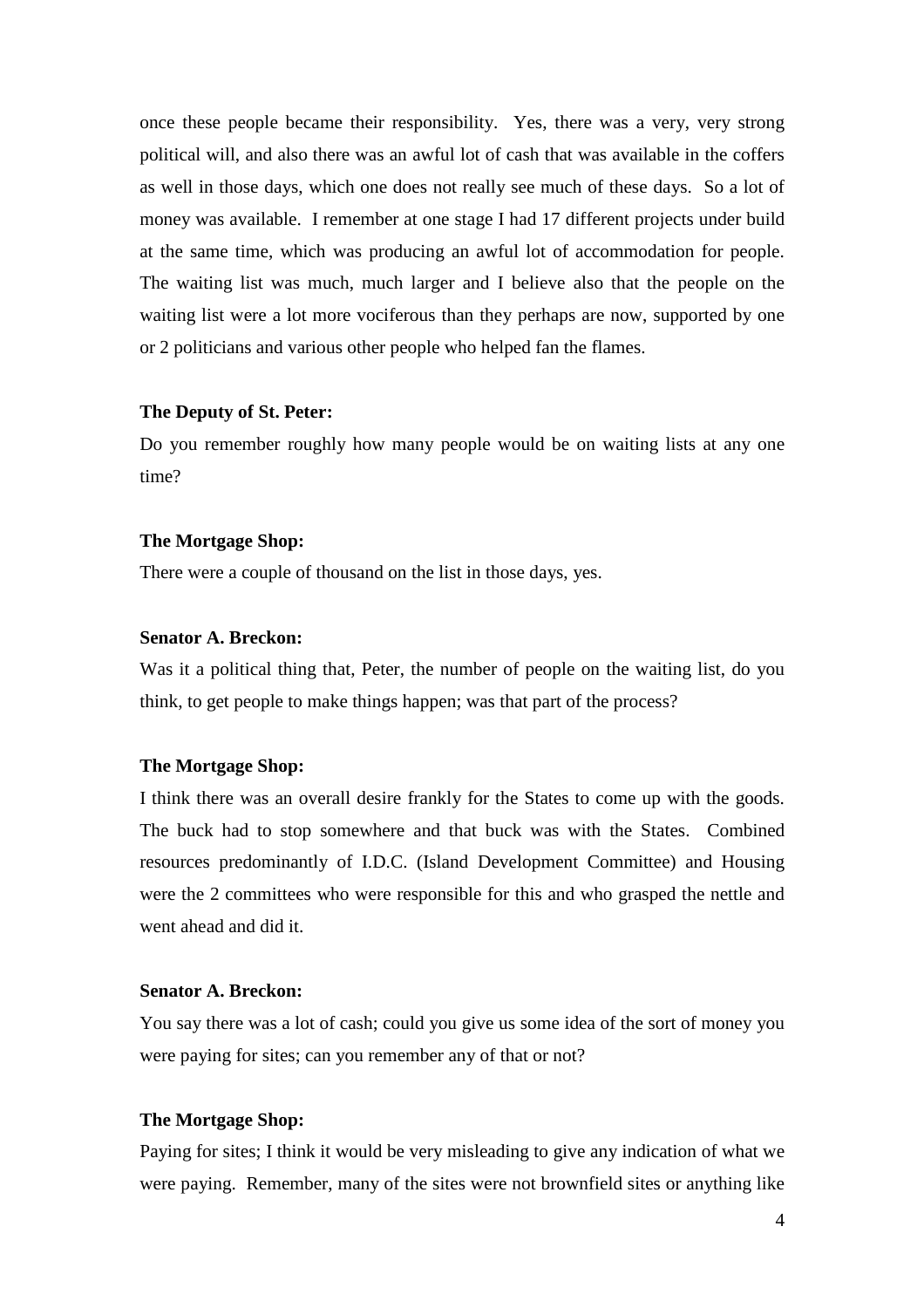once these people became their responsibility. Yes, there was a very, very strong political will, and also there was an awful lot of cash that was available in the coffers as well in those days, which one does not really see much of these days. So a lot of money was available. I remember at one stage I had 17 different projects under build at the same time, which was producing an awful lot of accommodation for people. The waiting list was much, much larger and I believe also that the people on the waiting list were a lot more vociferous than they perhaps are now, supported by one or 2 politicians and various other people who helped fan the flames.

**The Deputy of St. Peter:**

Do you remember roughly how many people would be on waiting lists at any one time?

**The Mortgage Shop:**

There were a couple of thousand on the list in those days, yes.

**Senator A. Breckon:**

Was it a political thing that, Peter, the number of people on the waiting list, do you think, to get people to make things happen; was that part of the process?

**The Mortgage Shop:**

I think there was an overall desire frankly for the States to come up with the goods. The buck had to stop somewhere and that buck was with the States. Combined resources predominantly of I.D.C. (Island Development Committee) and Housing were the 2 committees who were responsible for this and who grasped the nettle and went ahead and did it.

**Senator A. Breckon:**

You say there was a lot of cash; could you give us some idea of the sort of money you were paying for sites; can you remember any of that or not?

**The Mortgage Shop:**

Paying for sites; I think it would be very misleading to give any indication of what we were paying. Remember, many of the sites were not brownfield sites or anything like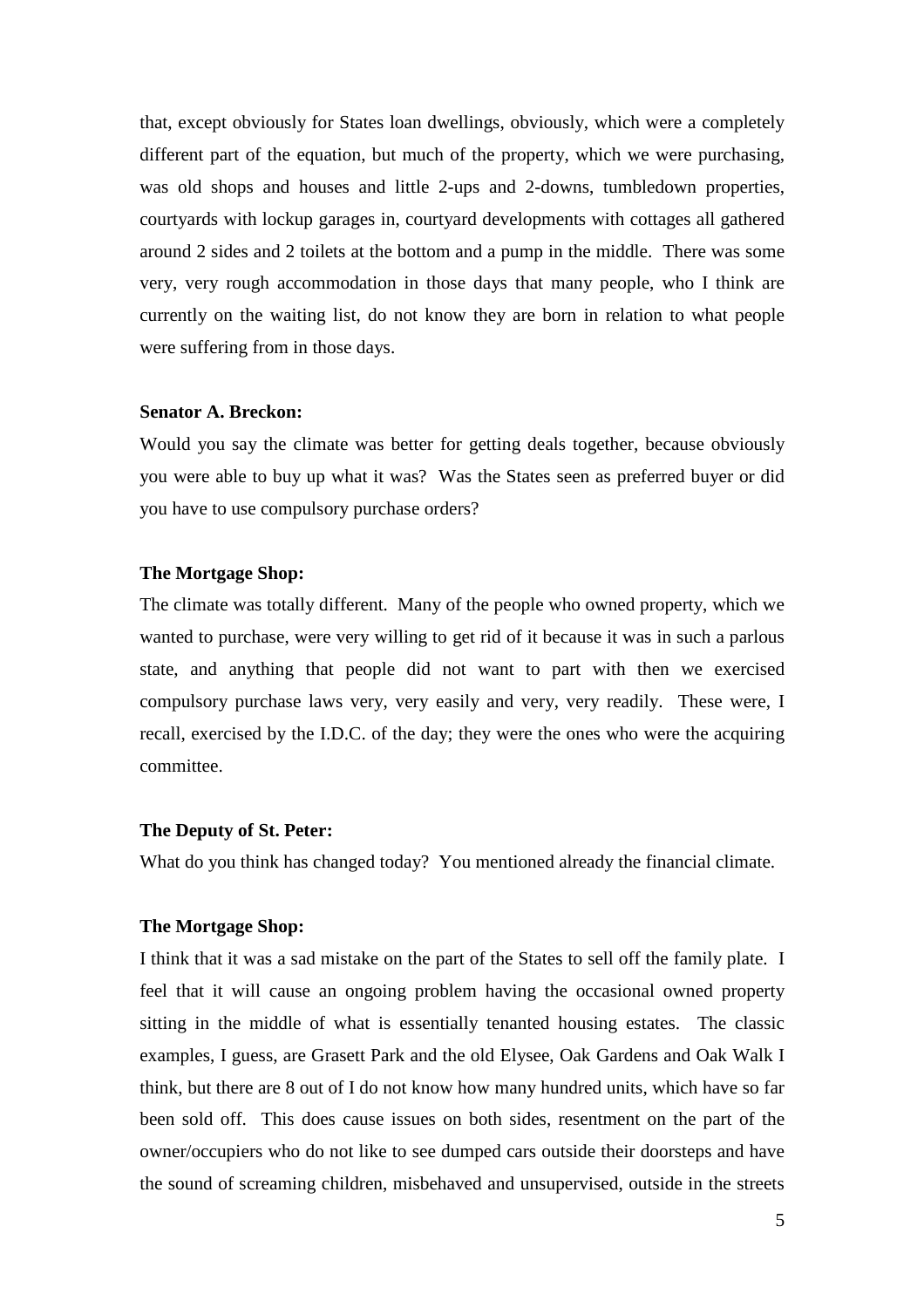that, except obviously for States loan dwellings, obviously, which were a completely different part of the equation, but much of the property, which we were purchasing, was old shops and houses and little 2-ups and 2-downs, tumbledown properties, courtyards with lockup garages in, courtyard developments with cottages all gathered around 2 sides and 2 toilets at the bottom and a pump in the middle. There was some very, very rough accommodation in those days that many people, who I think are currently on the waiting list, do not know they are born in relation to what people were suffering from in those days.

**Senator A. Breckon:**

Would you say the climate was better for getting deals together, because obviously you were able to buy up what it was? Was the States seen as preferred buyer or did you have to use compulsory purchase orders?

**The Mortgage Shop:**

The climate was totally different. Many of the people who owned property, which we wanted to purchase, were very willing to get rid of it because it was in such a parlous state, and anything that people did not want to part with then we exercised compulsory purchase laws very, very easily and very, very readily. These were, I recall, exercised by the I.D.C. of the day; they were the ones who were the acquiring committee.

**The Deputy of St. Peter:**

What do you think has changed today? You mentioned already the financial climate.

**The Mortgage Shop:**

I think that it was a sad mistake on the part of the States to sell off the family plate. I feel that it will cause an ongoing problem having the occasional owned property sitting in the middle of what is essentially tenanted housing estates. The classic examples, I guess, are Grasett Park and the old Elysee, Oak Gardens and Oak Walk I think, but there are 8 out of I do not know how many hundred units, which have so far been sold off. This does cause issues on both sides, resentment on the part of the owner/occupiers who do not like to see dumped cars outside their doorsteps and have the sound of screaming children, misbehaved and unsupervised, outside in the streets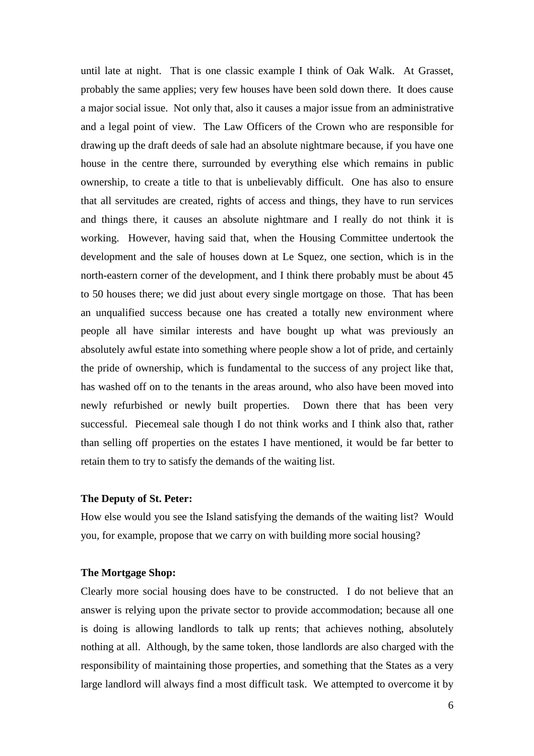until late at night. That is one classic example I think of Oak Walk. At Grasset, probably the same applies; very few houses have been sold down there. It does cause a major social issue. Not only that, also it causes a major issue from an administrative and a legal point of view. The Law Officers of the Crown who are responsible for drawing up the draft deeds of sale had an absolute nightmare because, if you have one house in the centre there, surrounded by everything else which remains in public ownership, to create a title to that is unbelievably difficult. One has also to ensure that all servitudes are created, rights of access and things, they have to run services and things there, it causes an absolute nightmare and I really do not think it is working. However, having said that, when the Housing Committee undertook the development and the sale of houses down at Le Squez, one section, which is in the north-eastern corner of the development, and I think there probably must be about 45 to 50 houses there; we did just about every single mortgage on those. That has been an unqualified success because one has created a totally new environment where people all have similar interests and have bought up what was previously an absolutely awful estate into something where people show a lot of pride, and certainly the pride of ownership, which is fundamental to the success of any project like that, has washed off on to the tenants in the areas around, who also have been moved into newly refurbished or newly built properties. Down there that has been very successful. Piecemeal sale though I do not think works and I think also that, rather than selling off properties on the estates I have mentioned, it would be far better to retain them to try to satisfy the demands of the waiting list.

**The Deputy of St. Peter:**

How else would you see the Island satisfying the demands of the waiting list? Would you, for example, propose that we carry on with building more social housing?

**The Mortgage Shop:**

Clearly more social housing does have to be constructed. I do not believe that an answer is relying upon the private sector to provide accommodation; because all one is doing is allowing landlords to talk up rents; that achieves nothing, absolutely nothing at all. Although, by the same token, those landlords are also charged with the responsibility of maintaining those properties, and something that the States as a very large landlord will always find a most difficult task. We attempted to overcome it by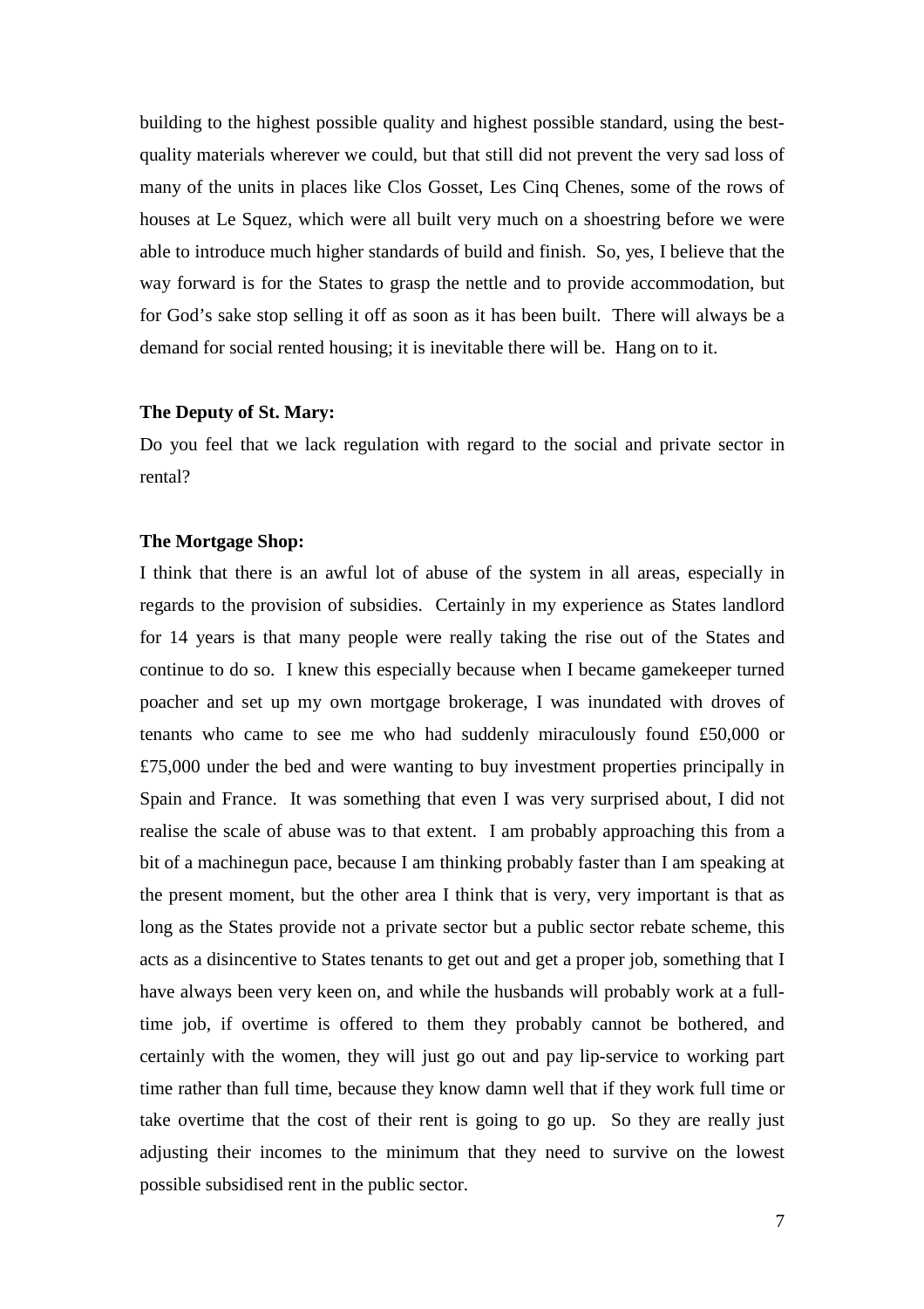building to the highest possible quality and highest possible standard, using the best-quality materials wherever we could, but that still did not prevent the very sad loss of many of the units in places like Clos Gosset, Les Cinq Chenes, some of the rows of houses at Le Squez, which were all built very much on a shoestring before we were able to introduce much higher standards of build and finish. So, yes, I believe that the way forward is for the States to grasp the nettle and to provide accommodation, but for God's sake stop selling it off as soon as it has been built. There will always be a demand for social rented housing; it is inevitable there will be. Hang on to it.

**The Deputy of St. Mary:**

Do you feel that we lack regulation with regard to the social and private sector in rental?

**The Mortgage Shop:**

I think that there is an awful lot of abuse of the system in all areas, especially in regards to the provision of subsidies. Certainly in my experience as States landlord for 14 years is that many people were really taking the rise out of the States and continue to do so. I knew this especially because when I became gamekeeper turned poacher and set up my own mortgage brokerage, I was inundated with droves of tenants who came to see me who had suddenly miraculously found £50,000 or £75,000 under the bed and were wanting to buy investment properties principally in Spain and France. It was something that even I was very surprised about, I did not realise the scale of abuse was to that extent. I am probably approaching this from a bit of a machinegun pace, because I am thinking probably faster than I am speaking at the present moment, but the other area I think that is very, very important is that as long as the States provide not a private sector but a public sector rebate scheme, this acts as a disincentive to States tenants to get out and get a proper job, something that I have always been very keen on, and while the husbands will probably work at a full-time job, if overtime is offered to them they probably cannot be bothered, and certainly with the women, they will just go out and pay lip-service to working part time rather than full time, because they know damn well that if they work full time or take overtime that the cost of their rent is going to go up. So they are really just adjusting their incomes to the minimum that they need to survive on the lowest possible subsidised rent in the public sector.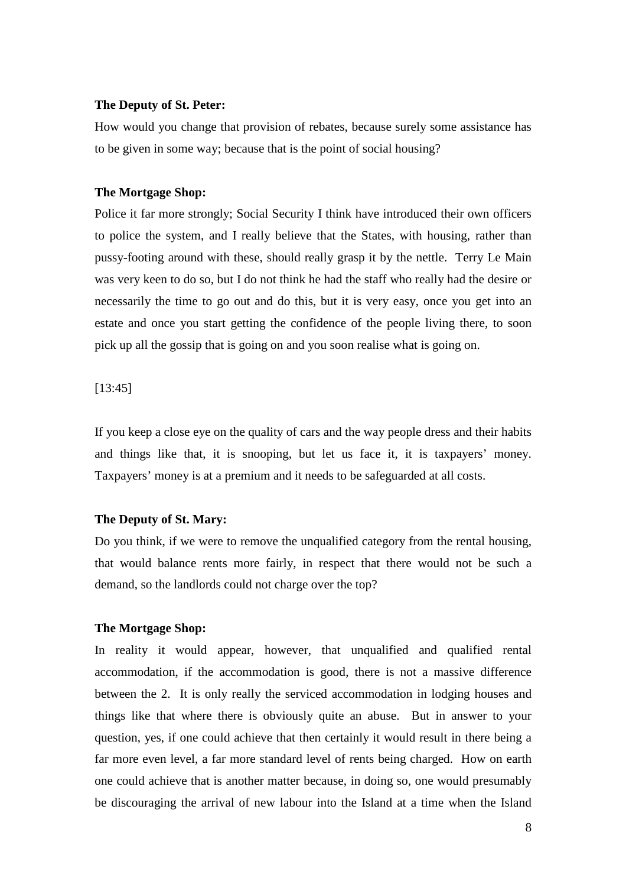**The Deputy of St. Peter:**

How would you change that provision of rebates, because surely some assistance has to be given in some way; because that is the point of social housing?

**The Mortgage Shop:**

Police it far more strongly; Social Security I think have introduced their own officers to police the system, and I really believe that the States, with housing, rather than pussy-footing around with these, should really grasp it by the nettle. Terry Le Main was very keen to do so, but I do not think he had the staff who really had the desire or necessarily the time to go out and do this, but it is very easy, once you get into an estate and once you start getting the confidence of the people living there, to soon pick up all the gossip that is going on and you soon realise what is going on.

[13:45]

If you keep a close eye on the quality of cars and the way people dress and their habits and things like that, it is snooping, but let us face it, it is taxpayers' money. Taxpayers' money is at a premium and it needs to be safeguarded at all costs.

**The Deputy of St. Mary:**

Do you think, if we were to remove the unqualified category from the rental housing, that would balance rents more fairly, in respect that there would not be such a demand, so the landlords could not charge over the top?

**The Mortgage Shop:**

In reality it would appear, however, that unqualified and qualified rental accommodation, if the accommodation is good, there is not a massive difference between the 2. It is only really the serviced accommodation in lodging houses and things like that where there is obviously quite an abuse. But in answer to your question, yes, if one could achieve that then certainly it would result in there being a far more even level, a far more standard level of rents being charged. How on earth one could achieve that is another matter because, in doing so, one would presumably be discouraging the arrival of new labour into the Island at a time when the Island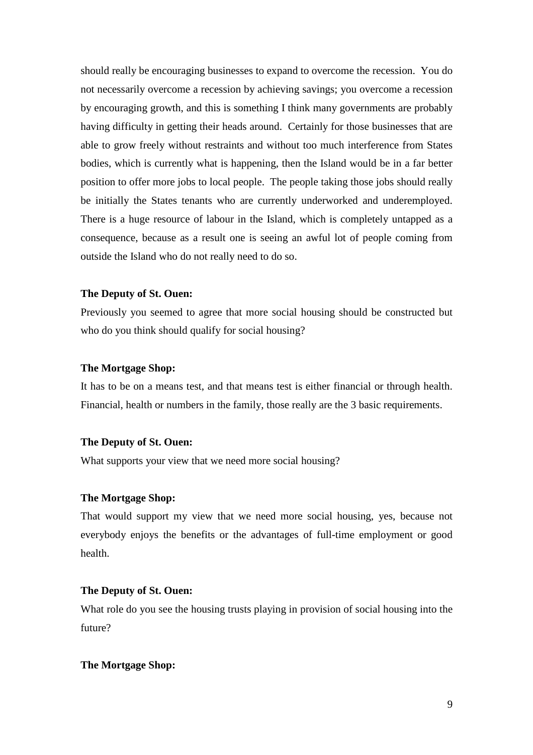should really be encouraging businesses to expand to overcome the recession. You do not necessarily overcome a recession by achieving savings; you overcome a recession by encouraging growth, and this is something I think many governments are probably having difficulty in getting their heads around. Certainly for those businesses that are able to grow freely without restraints and without too much interference from States bodies, which is currently what is happening, then the Island would be in a far better position to offer more jobs to local people. The people taking those jobs should really be initially the States tenants who are currently underworked and underemployed. There is a huge resource of labour in the Island, which is completely untapped as a consequence, because as a result one is seeing an awful lot of people coming from outside the Island who do not really need to do so.

**The Deputy of St. Ouen:**

Previously you seemed to agree that more social housing should be constructed but who do you think should qualify for social housing?

**The Mortgage Shop:**

It has to be on a means test, and that means test is either financial or through health. Financial, health or numbers in the family, those really are the 3 basic requirements.

**The Deputy of St. Ouen:**

What supports your view that we need more social housing?

**The Mortgage Shop:**

That would support my view that we need more social housing, yes, because not everybody enjoys the benefits or the advantages of full-time employment or good health.

**The Deputy of St. Ouen:**

What role do you see the housing trusts playing in provision of social housing into the future?

**The Mortgage Shop:**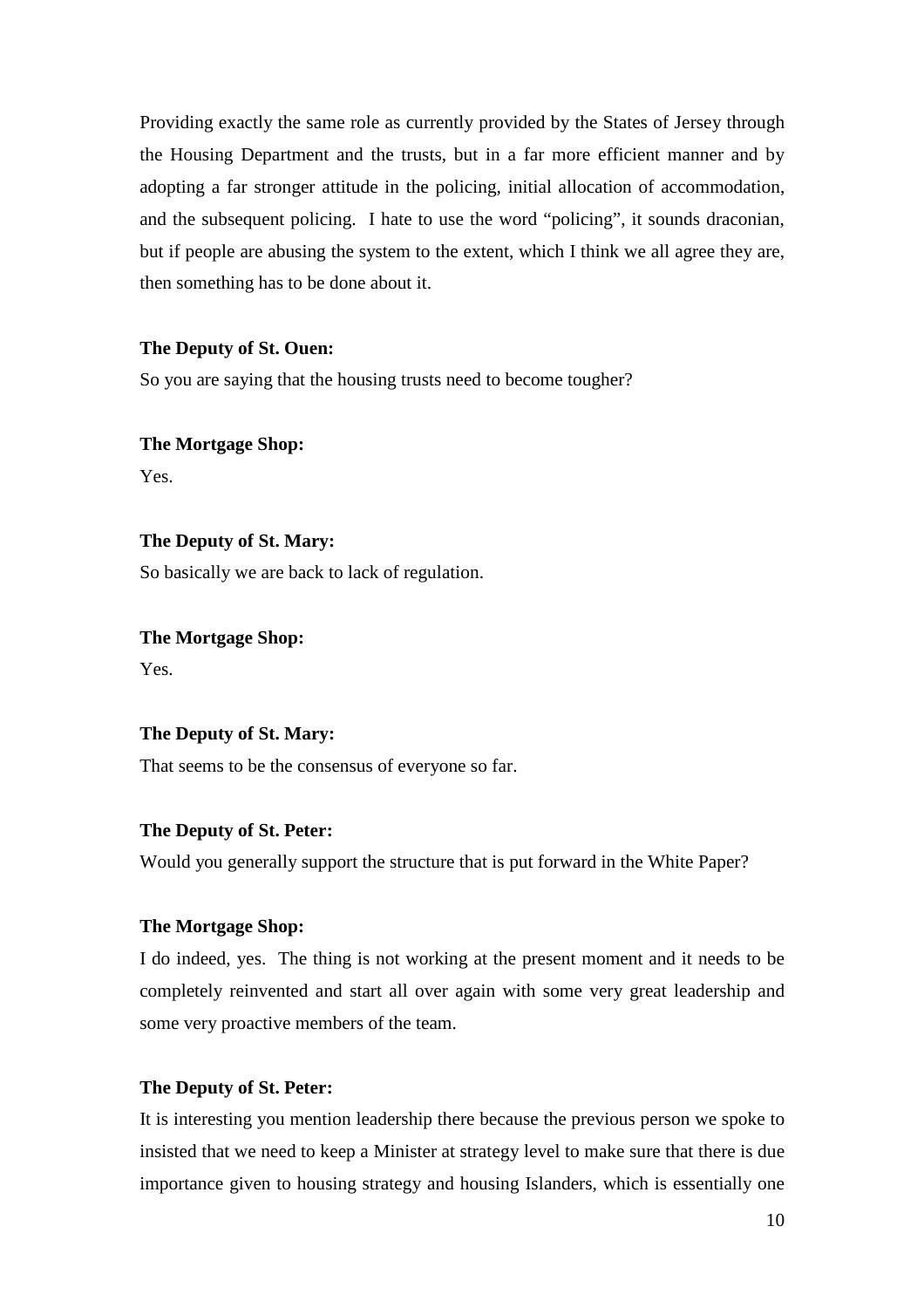Providing exactly the same role as currently provided by the States of Jersey through the Housing Department and the trusts, but in a far more efficient manner and by adopting a far stronger attitude in the policing, initial allocation of accommodation, and the subsequent policing. I hate to use the word "policing", it sounds draconian, but if people are abusing the system to the extent, which I think we all agree they are, then something has to be done about it.

**The Deputy of St. Ouen:**
So you are saying that the housing trusts need to become tougher?

**The Mortgage Shop:**
Yes.

**The Deputy of St. Mary:**
So basically we are back to lack of regulation.

**The Mortgage Shop:**
Yes.

**The Deputy of St. Mary:**
That seems to be the consensus of everyone so far.

**The Deputy of St. Peter:**
Would you generally support the structure that is put forward in the White Paper?

**The Mortgage Shop:**
I do indeed, yes. The thing is not working at the present moment and it needs to be completely reinvented and start all over again with some very great leadership and some very proactive members of the team.

**The Deputy of St. Peter:**
It is interesting you mention leadership there because the previous person we spoke to insisted that we need to keep a Minister at strategy level to make sure that there is due importance given to housing strategy and housing Islanders, which is essentially one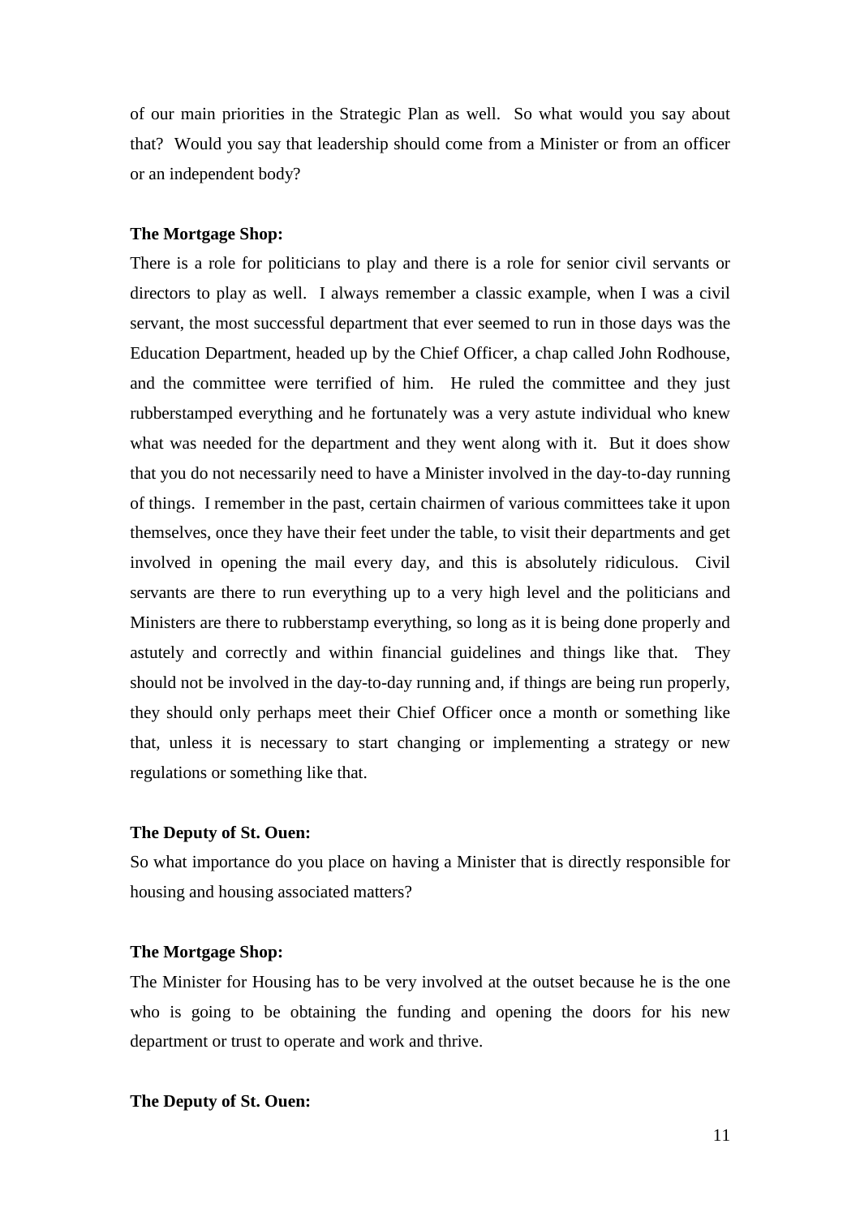of our main priorities in the Strategic Plan as well. So what would you say about that? Would you say that leadership should come from a Minister or from an officer or an independent body?

**The Mortgage Shop:**

There is a role for politicians to play and there is a role for senior civil servants or directors to play as well. I always remember a classic example, when I was a civil servant, the most successful department that ever seemed to run in those days was the Education Department, headed up by the Chief Officer, a chap called John Rodhouse, and the committee were terrified of him. He ruled the committee and they just rubberstamped everything and he fortunately was a very astute individual who knew what was needed for the department and they went along with it. But it does show that you do not necessarily need to have a Minister involved in the day-to-day running of things. I remember in the past, certain chairmen of various committees take it upon themselves, once they have their feet under the table, to visit their departments and get involved in opening the mail every day, and this is absolutely ridiculous. Civil servants are there to run everything up to a very high level and the politicians and Ministers are there to rubberstamp everything, so long as it is being done properly and astutely and correctly and within financial guidelines and things like that. They should not be involved in the day-to-day running and, if things are being run properly, they should only perhaps meet their Chief Officer once a month or something like that, unless it is necessary to start changing or implementing a strategy or new regulations or something like that.

**The Deputy of St. Ouen:**

So what importance do you place on having a Minister that is directly responsible for housing and housing associated matters?

**The Mortgage Shop:**

The Minister for Housing has to be very involved at the outset because he is the one who is going to be obtaining the funding and opening the doors for his new department or trust to operate and work and thrive.

**The Deputy of St. Ouen:**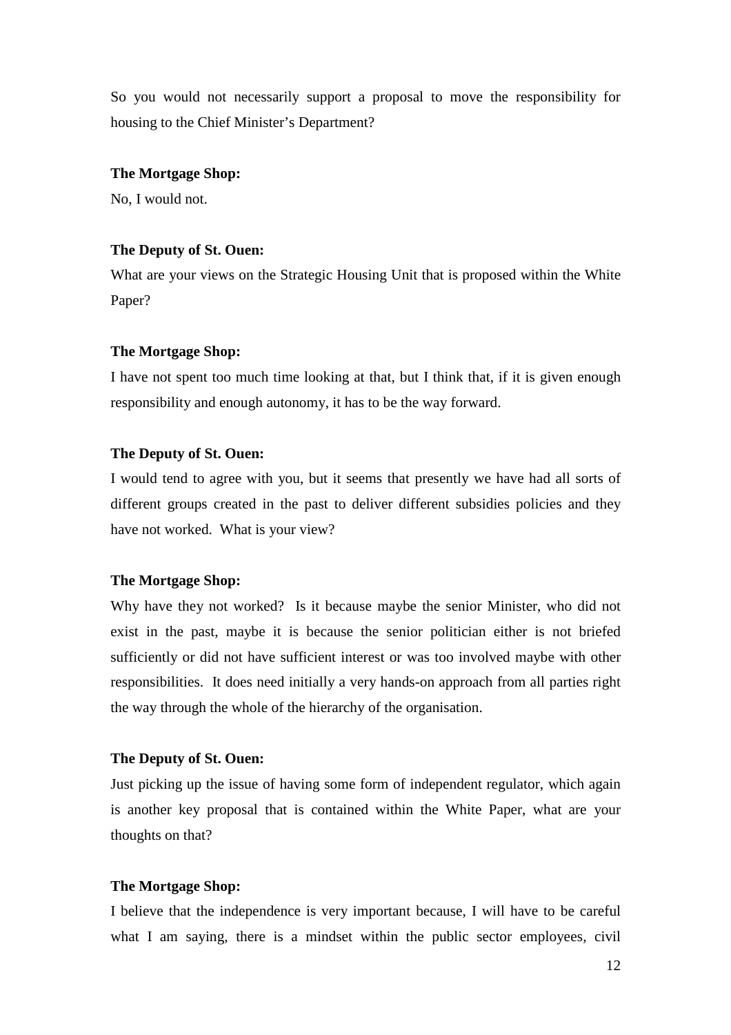So you would not necessarily support a proposal to move the responsibility for housing to the Chief Minister's Department?

**The Mortgage Shop:**

No, I would not.

**The Deputy of St. Ouen:**

What are your views on the Strategic Housing Unit that is proposed within the White Paper?

**The Mortgage Shop:**

I have not spent too much time looking at that, but I think that, if it is given enough responsibility and enough autonomy, it has to be the way forward.

**The Deputy of St. Ouen:**

I would tend to agree with you, but it seems that presently we have had all sorts of different groups created in the past to deliver different subsidies policies and they have not worked. What is your view?

**The Mortgage Shop:**

Why have they not worked? Is it because maybe the senior Minister, who did not exist in the past, maybe it is because the senior politician either is not briefed sufficiently or did not have sufficient interest or was too involved maybe with other responsibilities. It does need initially a very hands-on approach from all parties right the way through the whole of the hierarchy of the organisation.

**The Deputy of St. Ouen:**

Just picking up the issue of having some form of independent regulator, which again is another key proposal that is contained within the White Paper, what are your thoughts on that?

**The Mortgage Shop:**

I believe that the independence is very important because, I will have to be careful what I am saying, there is a mindset within the public sector employees, civil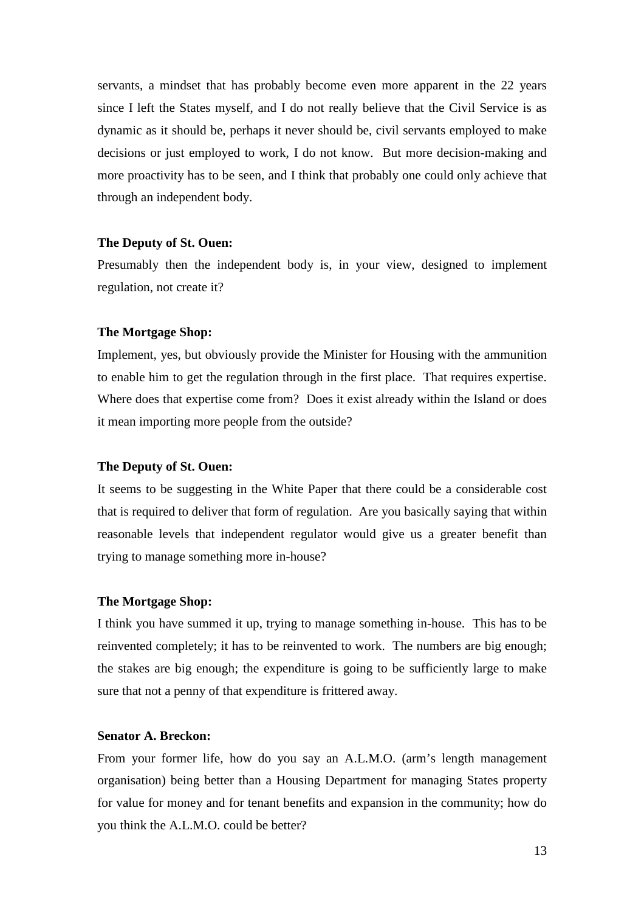servants, a mindset that has probably become even more apparent in the 22 years since I left the States myself, and I do not really believe that the Civil Service is as dynamic as it should be, perhaps it never should be, civil servants employed to make decisions or just employed to work, I do not know. But more decision-making and more proactivity has to be seen, and I think that probably one could only achieve that through an independent body.

**The Deputy of St. Ouen:**

Presumably then the independent body is, in your view, designed to implement regulation, not create it?

**The Mortgage Shop:**

Implement, yes, but obviously provide the Minister for Housing with the ammunition to enable him to get the regulation through in the first place. That requires expertise. Where does that expertise come from? Does it exist already within the Island or does it mean importing more people from the outside?

**The Deputy of St. Ouen:**

It seems to be suggesting in the White Paper that there could be a considerable cost that is required to deliver that form of regulation. Are you basically saying that within reasonable levels that independent regulator would give us a greater benefit than trying to manage something more in-house?

**The Mortgage Shop:**

I think you have summed it up, trying to manage something in-house. This has to be reinvented completely; it has to be reinvented to work. The numbers are big enough; the stakes are big enough; the expenditure is going to be sufficiently large to make sure that not a penny of that expenditure is frittered away.

**Senator A. Breckon:**

From your former life, how do you say an A.L.M.O. (arm's length management organisation) being better than a Housing Department for managing States property for value for money and for tenant benefits and expansion in the community; how do you think the A.L.M.O. could be better?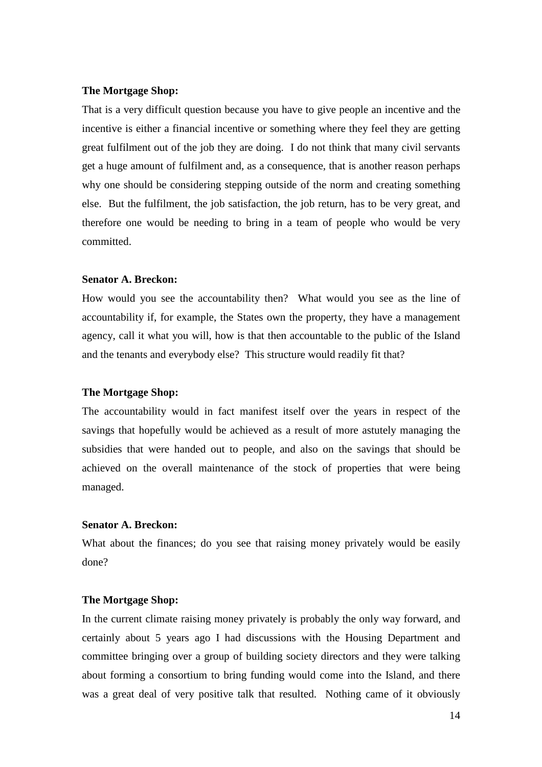**The Mortgage Shop:**

That is a very difficult question because you have to give people an incentive and the incentive is either a financial incentive or something where they feel they are getting great fulfilment out of the job they are doing. I do not think that many civil servants get a huge amount of fulfilment and, as a consequence, that is another reason perhaps why one should be considering stepping outside of the norm and creating something else. But the fulfilment, the job satisfaction, the job return, has to be very great, and therefore one would be needing to bring in a team of people who would be very committed.

**Senator A. Breckon:**

How would you see the accountability then? What would you see as the line of accountability if, for example, the States own the property, they have a management agency, call it what you will, how is that then accountable to the public of the Island and the tenants and everybody else? This structure would readily fit that?

**The Mortgage Shop:**

The accountability would in fact manifest itself over the years in respect of the savings that hopefully would be achieved as a result of more astutely managing the subsidies that were handed out to people, and also on the savings that should be achieved on the overall maintenance of the stock of properties that were being managed.

**Senator A. Breckon:**

What about the finances; do you see that raising money privately would be easily done?

**The Mortgage Shop:**

In the current climate raising money privately is probably the only way forward, and certainly about 5 years ago I had discussions with the Housing Department and committee bringing over a group of building society directors and they were talking about forming a consortium to bring funding would come into the Island, and there was a great deal of very positive talk that resulted. Nothing came of it obviously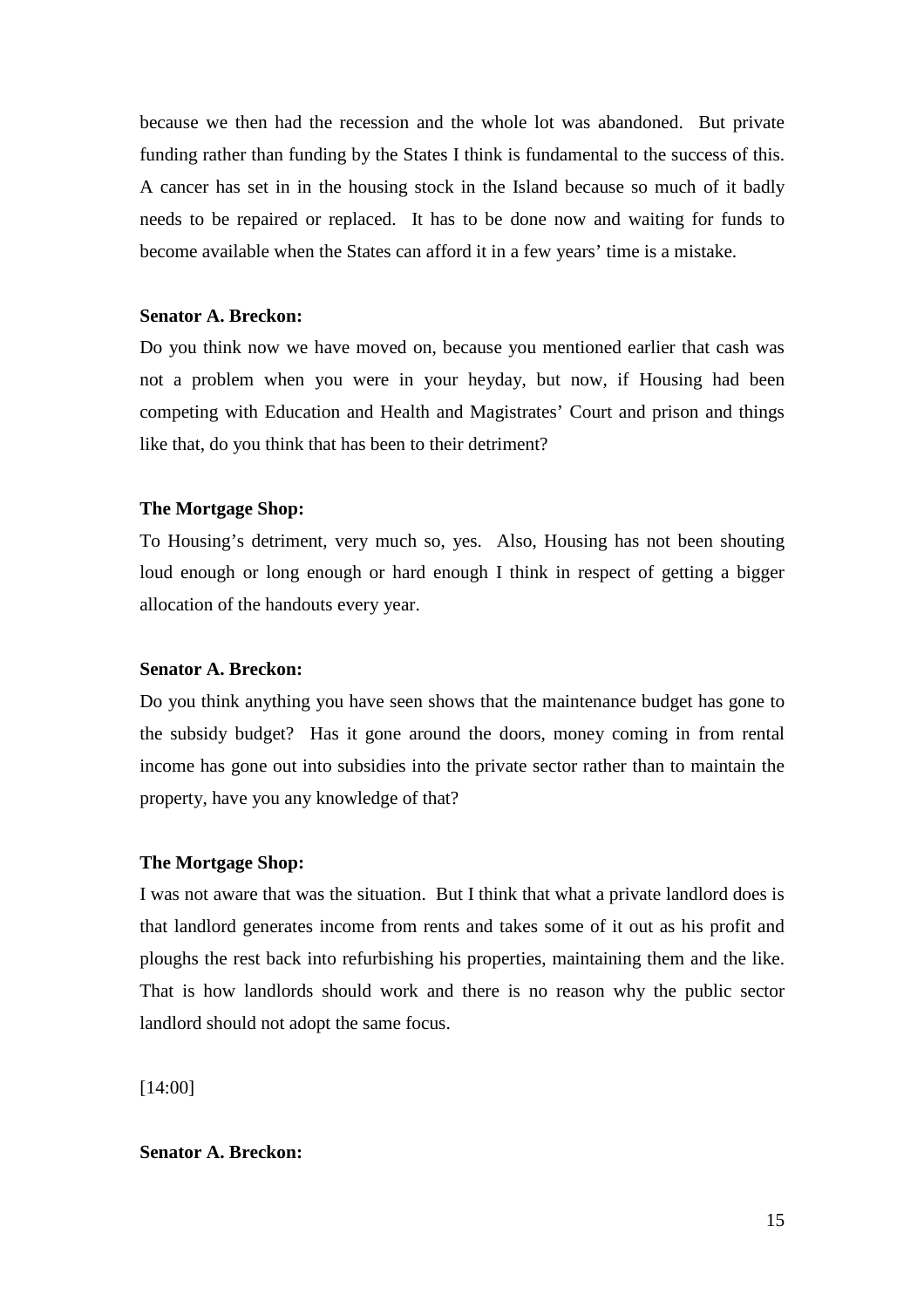because we then had the recession and the whole lot was abandoned. But private funding rather than funding by the States I think is fundamental to the success of this. A cancer has set in in the housing stock in the Island because so much of it badly needs to be repaired or replaced. It has to be done now and waiting for funds to become available when the States can afford it in a few years' time is a mistake.

**Senator A. Breckon:**

Do you think now we have moved on, because you mentioned earlier that cash was not a problem when you were in your heyday, but now, if Housing had been competing with Education and Health and Magistrates' Court and prison and things like that, do you think that has been to their detriment?

**The Mortgage Shop:**

To Housing's detriment, very much so, yes. Also, Housing has not been shouting loud enough or long enough or hard enough I think in respect of getting a bigger allocation of the handouts every year.

**Senator A. Breckon:**

Do you think anything you have seen shows that the maintenance budget has gone to the subsidy budget? Has it gone around the doors, money coming in from rental income has gone out into subsidies into the private sector rather than to maintain the property, have you any knowledge of that?

**The Mortgage Shop:**

I was not aware that was the situation. But I think that what a private landlord does is that landlord generates income from rents and takes some of it out as his profit and ploughs the rest back into refurbishing his properties, maintaining them and the like. That is how landlords should work and there is no reason why the public sector landlord should not adopt the same focus.

[14:00]

**Senator A. Breckon:**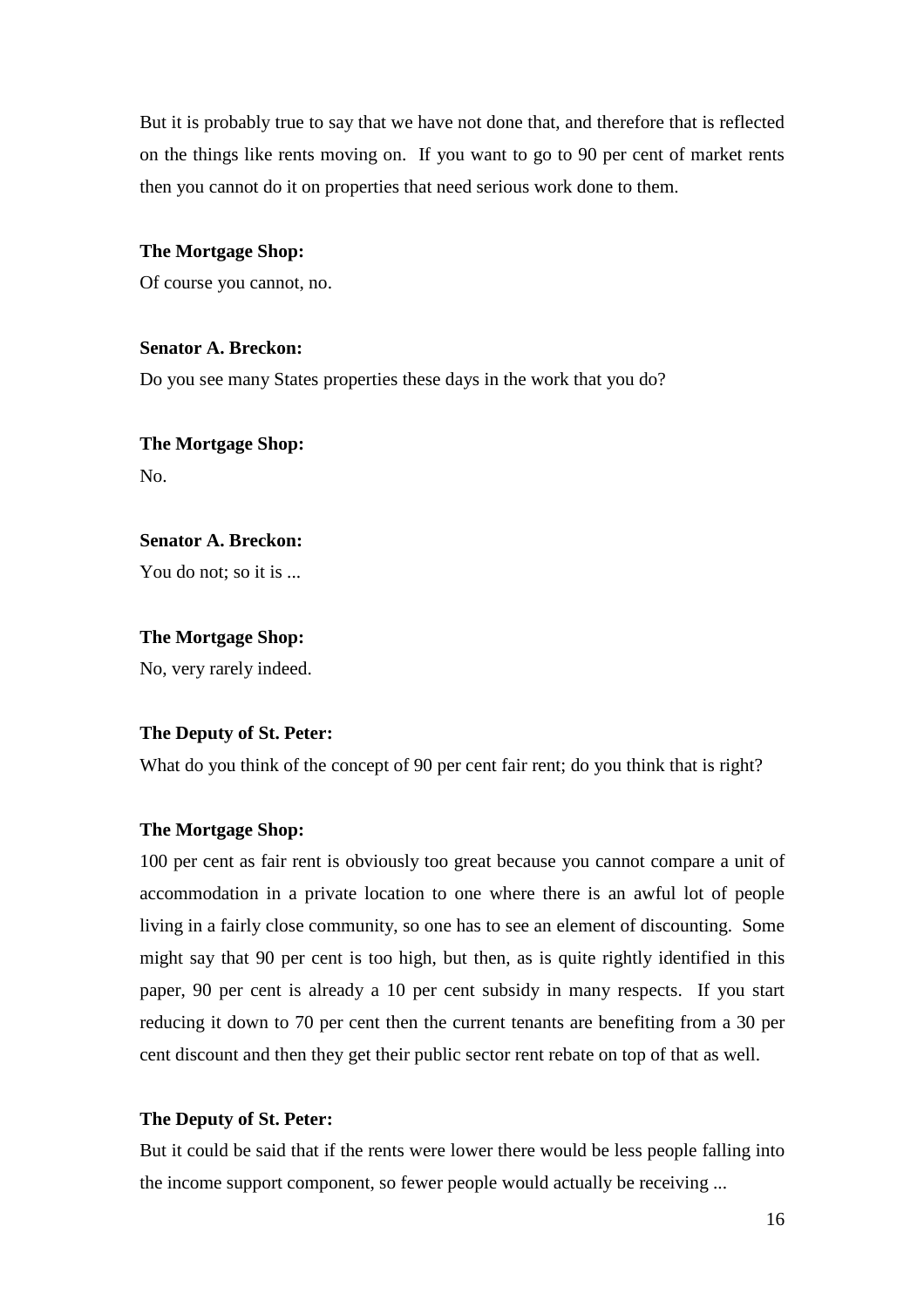But it is probably true to say that we have not done that, and therefore that is reflected on the things like rents moving on. If you want to go to 90 per cent of market rents then you cannot do it on properties that need serious work done to them.

**The Mortgage Shop:**
Of course you cannot, no.

**Senator A. Breckon:**
Do you see many States properties these days in the work that you do?

**The Mortgage Shop:**
No.

**Senator A. Breckon:**
You do not; so it is ...

**The Mortgage Shop:**
No, very rarely indeed.

**The Deputy of St. Peter:**
What do you think of the concept of 90 per cent fair rent; do you think that is right?

**The Mortgage Shop:**
100 per cent as fair rent is obviously too great because you cannot compare a unit of accommodation in a private location to one where there is an awful lot of people living in a fairly close community, so one has to see an element of discounting. Some might say that 90 per cent is too high, but then, as is quite rightly identified in this paper, 90 per cent is already a 10 per cent subsidy in many respects. If you start reducing it down to 70 per cent then the current tenants are benefiting from a 30 per cent discount and then they get their public sector rent rebate on top of that as well.

**The Deputy of St. Peter:**
But it could be said that if the rents were lower there would be less people falling into the income support component, so fewer people would actually be receiving ...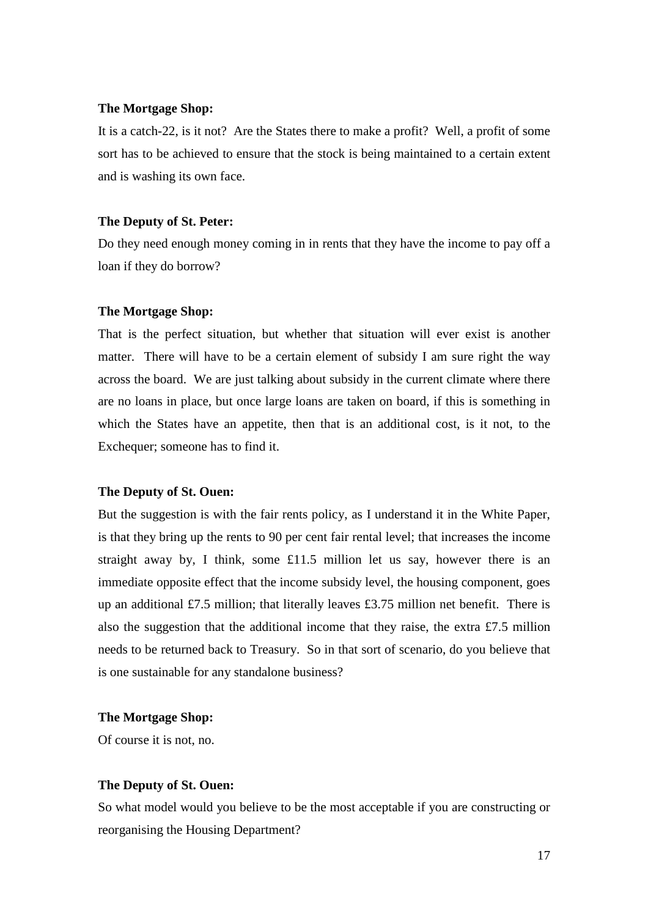**The Mortgage Shop:**

It is a catch-22, is it not? Are the States there to make a profit? Well, a profit of some sort has to be achieved to ensure that the stock is being maintained to a certain extent and is washing its own face.

**The Deputy of St. Peter:**

Do they need enough money coming in in rents that they have the income to pay off a loan if they do borrow?

**The Mortgage Shop:**

That is the perfect situation, but whether that situation will ever exist is another matter. There will have to be a certain element of subsidy I am sure right the way across the board. We are just talking about subsidy in the current climate where there are no loans in place, but once large loans are taken on board, if this is something in which the States have an appetite, then that is an additional cost, is it not, to the Exchequer; someone has to find it.

**The Deputy of St. Ouen:**

But the suggestion is with the fair rents policy, as I understand it in the White Paper, is that they bring up the rents to 90 per cent fair rental level; that increases the income straight away by, I think, some £11.5 million let us say, however there is an immediate opposite effect that the income subsidy level, the housing component, goes up an additional £7.5 million; that literally leaves £3.75 million net benefit. There is also the suggestion that the additional income that they raise, the extra £7.5 million needs to be returned back to Treasury. So in that sort of scenario, do you believe that is one sustainable for any standalone business?

**The Mortgage Shop:**

Of course it is not, no.

**The Deputy of St. Ouen:**

So what model would you believe to be the most acceptable if you are constructing or reorganising the Housing Department?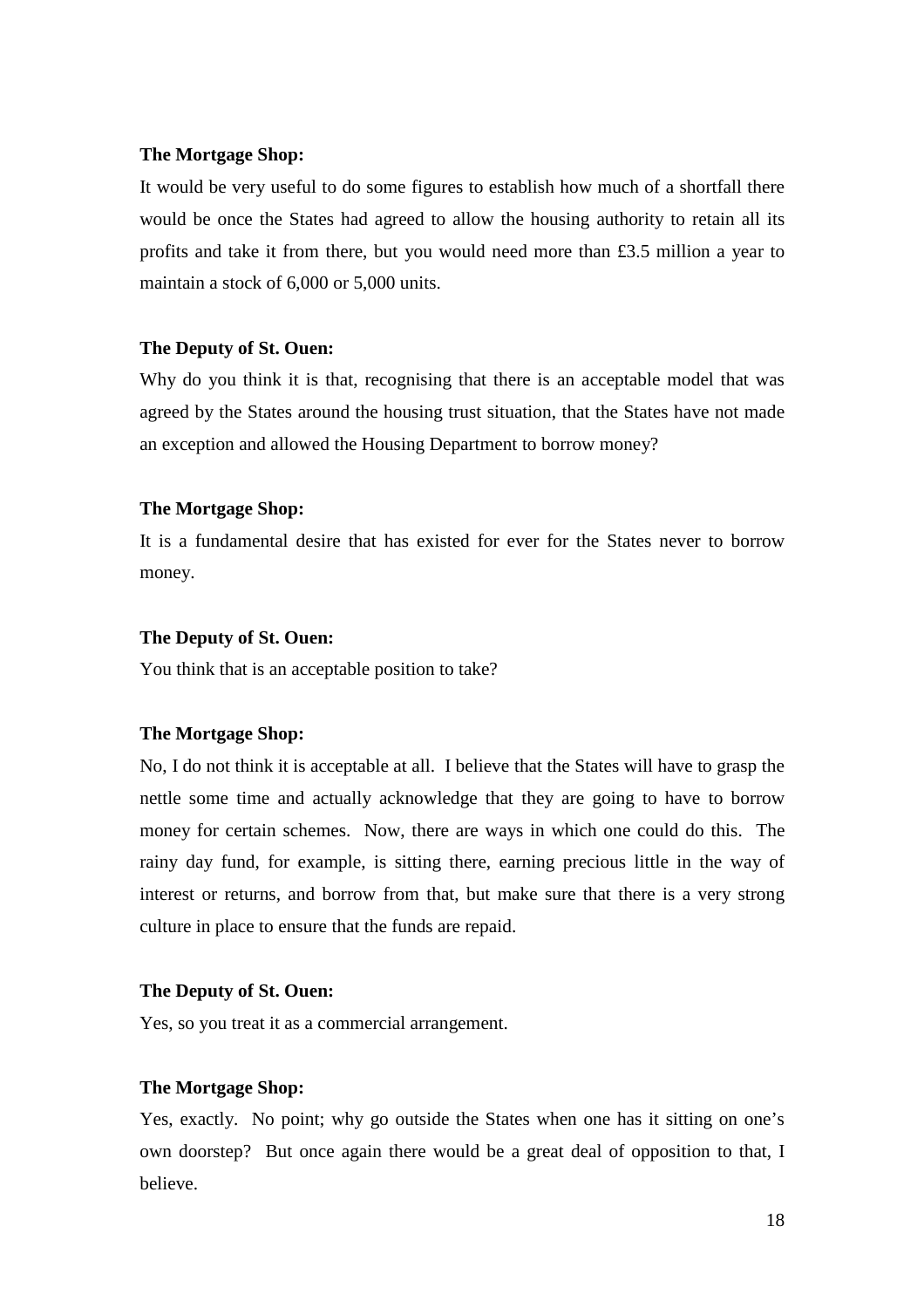**The Mortgage Shop:**

It would be very useful to do some figures to establish how much of a shortfall there would be once the States had agreed to allow the housing authority to retain all its profits and take it from there, but you would need more than £3.5 million a year to maintain a stock of 6,000 or 5,000 units.

**The Deputy of St. Ouen:**

Why do you think it is that, recognising that there is an acceptable model that was agreed by the States around the housing trust situation, that the States have not made an exception and allowed the Housing Department to borrow money?

**The Mortgage Shop:**

It is a fundamental desire that has existed for ever for the States never to borrow money.

**The Deputy of St. Ouen:**

You think that is an acceptable position to take?

**The Mortgage Shop:**

No, I do not think it is acceptable at all. I believe that the States will have to grasp the nettle some time and actually acknowledge that they are going to have to borrow money for certain schemes. Now, there are ways in which one could do this. The rainy day fund, for example, is sitting there, earning precious little in the way of interest or returns, and borrow from that, but make sure that there is a very strong culture in place to ensure that the funds are repaid.

**The Deputy of St. Ouen:**

Yes, so you treat it as a commercial arrangement.

**The Mortgage Shop:**

Yes, exactly. No point; why go outside the States when one has it sitting on one's own doorstep? But once again there would be a great deal of opposition to that, I believe.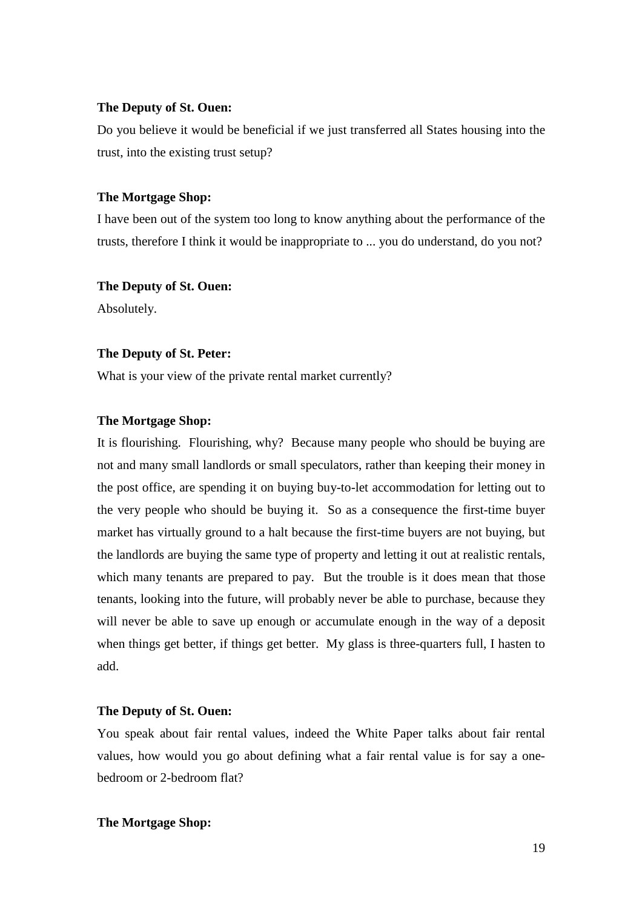**The Deputy of St. Ouen:**

Do you believe it would be beneficial if we just transferred all States housing into the trust, into the existing trust setup?

**The Mortgage Shop:**

I have been out of the system too long to know anything about the performance of the trusts, therefore I think it would be inappropriate to ... you do understand, do you not?

**The Deputy of St. Ouen:**

Absolutely.

**The Deputy of St. Peter:**

What is your view of the private rental market currently?

**The Mortgage Shop:**

It is flourishing. Flourishing, why? Because many people who should be buying are not and many small landlords or small speculators, rather than keeping their money in the post office, are spending it on buying buy-to-let accommodation for letting out to the very people who should be buying it. So as a consequence the first-time buyer market has virtually ground to a halt because the first-time buyers are not buying, but the landlords are buying the same type of property and letting it out at realistic rentals, which many tenants are prepared to pay. But the trouble is it does mean that those tenants, looking into the future, will probably never be able to purchase, because they will never be able to save up enough or accumulate enough in the way of a deposit when things get better, if things get better. My glass is three-quarters full, I hasten to add.

**The Deputy of St. Ouen:**

You speak about fair rental values, indeed the White Paper talks about fair rental values, how would you go about defining what a fair rental value is for say a one-bedroom or 2-bedroom flat?

**The Mortgage Shop:**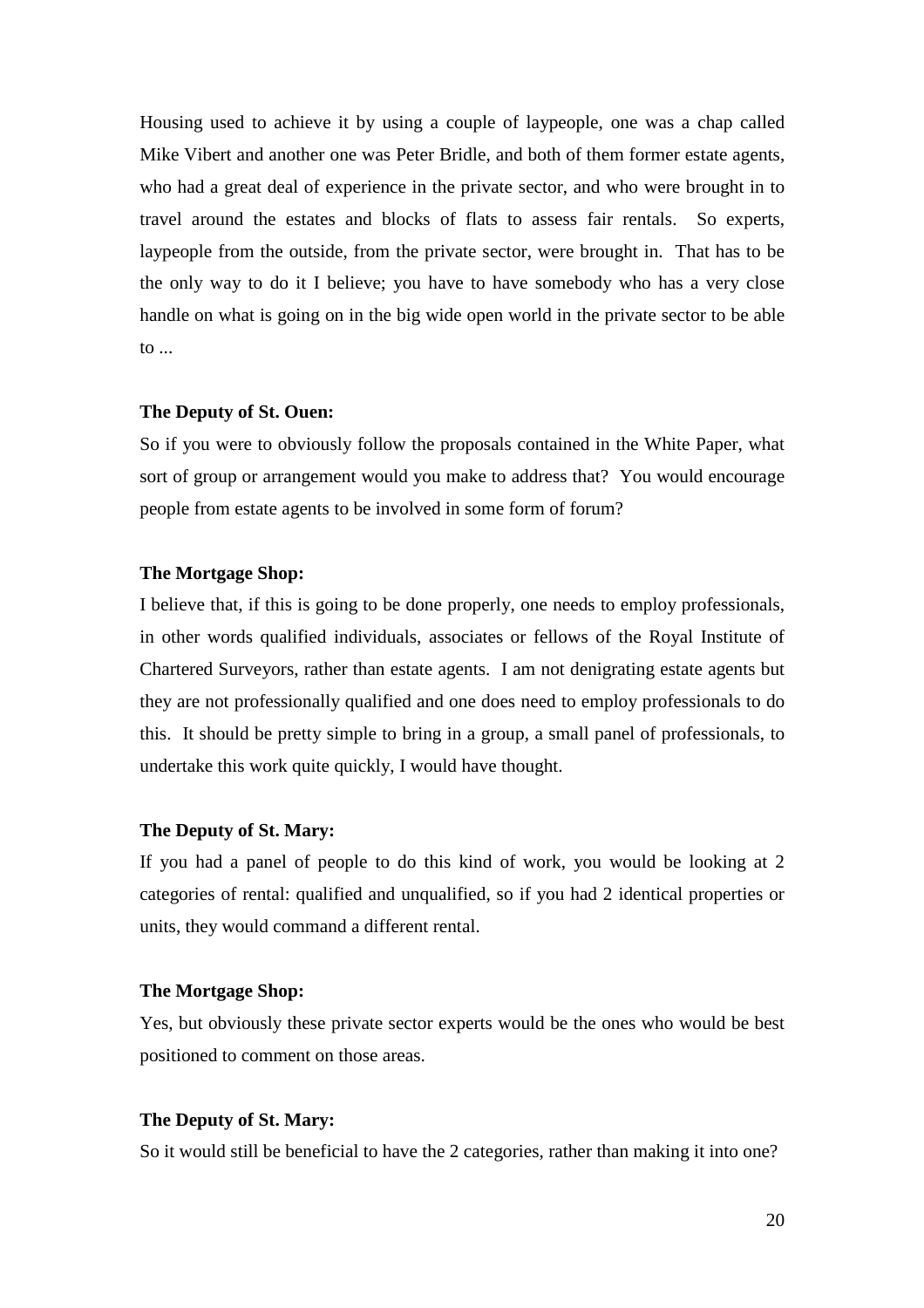Housing used to achieve it by using a couple of laypeople, one was a chap called Mike Vibert and another one was Peter Bridle, and both of them former estate agents, who had a great deal of experience in the private sector, and who were brought in to travel around the estates and blocks of flats to assess fair rentals. So experts, laypeople from the outside, from the private sector, were brought in. That has to be the only way to do it I believe; you have to have somebody who has a very close handle on what is going on in the big wide open world in the private sector to be able to ...

**The Deputy of St. Ouen:**

So if you were to obviously follow the proposals contained in the White Paper, what sort of group or arrangement would you make to address that? You would encourage people from estate agents to be involved in some form of forum?

**The Mortgage Shop:**

I believe that, if this is going to be done properly, one needs to employ professionals, in other words qualified individuals, associates or fellows of the Royal Institute of Chartered Surveyors, rather than estate agents. I am not denigrating estate agents but they are not professionally qualified and one does need to employ professionals to do this. It should be pretty simple to bring in a group, a small panel of professionals, to undertake this work quite quickly, I would have thought.

**The Deputy of St. Mary:**

If you had a panel of people to do this kind of work, you would be looking at 2 categories of rental: qualified and unqualified, so if you had 2 identical properties or units, they would command a different rental.

**The Mortgage Shop:**

Yes, but obviously these private sector experts would be the ones who would be best positioned to comment on those areas.

**The Deputy of St. Mary:**

So it would still be beneficial to have the 2 categories, rather than making it into one?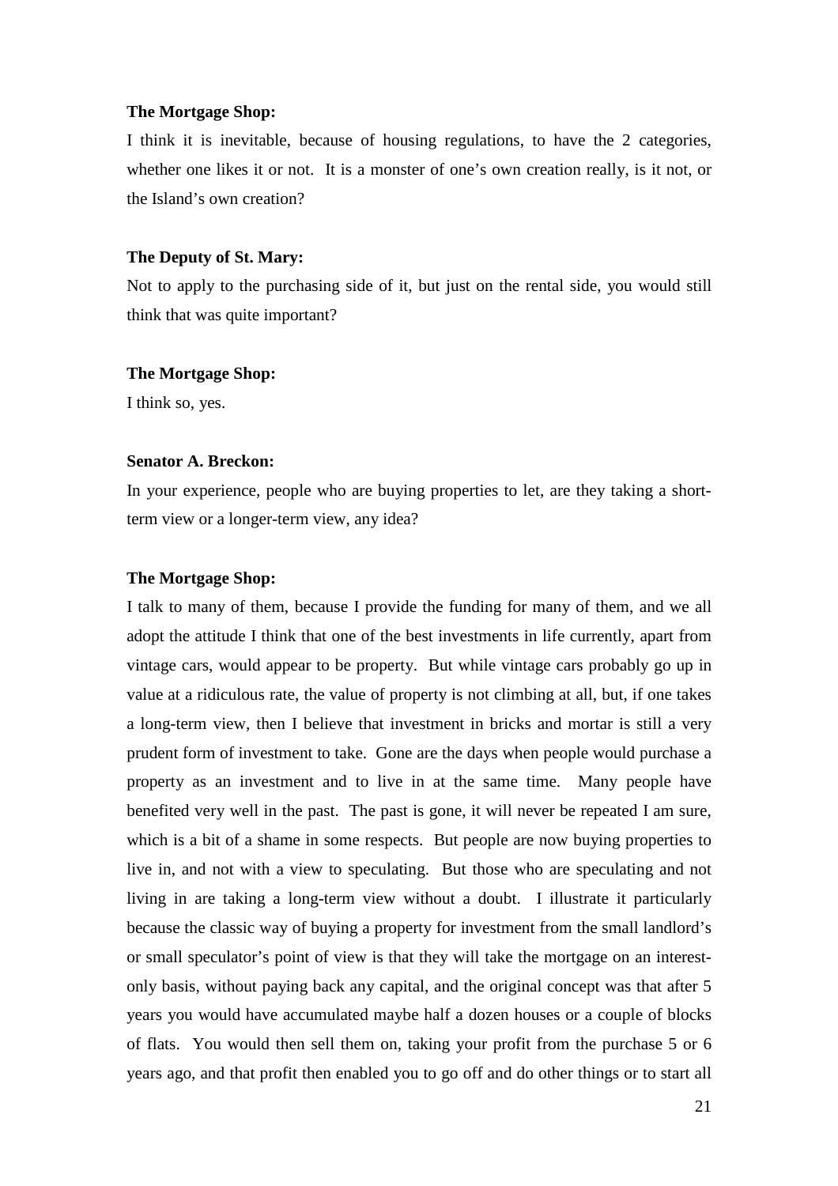**The Mortgage Shop:**

I think it is inevitable, because of housing regulations, to have the 2 categories, whether one likes it or not. It is a monster of one's own creation really, is it not, or the Island's own creation?

**The Deputy of St. Mary:**

Not to apply to the purchasing side of it, but just on the rental side, you would still think that was quite important?

**The Mortgage Shop:**

I think so, yes.

**Senator A. Breckon:**

In your experience, people who are buying properties to let, are they taking a short-term view or a longer-term view, any idea?

**The Mortgage Shop:**

I talk to many of them, because I provide the funding for many of them, and we all adopt the attitude I think that one of the best investments in life currently, apart from vintage cars, would appear to be property. But while vintage cars probably go up in value at a ridiculous rate, the value of property is not climbing at all, but, if one takes a long-term view, then I believe that investment in bricks and mortar is still a very prudent form of investment to take. Gone are the days when people would purchase a property as an investment and to live in at the same time. Many people have benefited very well in the past. The past is gone, it will never be repeated I am sure, which is a bit of a shame in some respects. But people are now buying properties to live in, and not with a view to speculating. But those who are speculating and not living in are taking a long-term view without a doubt. I illustrate it particularly because the classic way of buying a property for investment from the small landlord's or small speculator's point of view is that they will take the mortgage on an interest-only basis, without paying back any capital, and the original concept was that after 5 years you would have accumulated maybe half a dozen houses or a couple of blocks of flats. You would then sell them on, taking your profit from the purchase 5 or 6 years ago, and that profit then enabled you to go off and do other things or to start all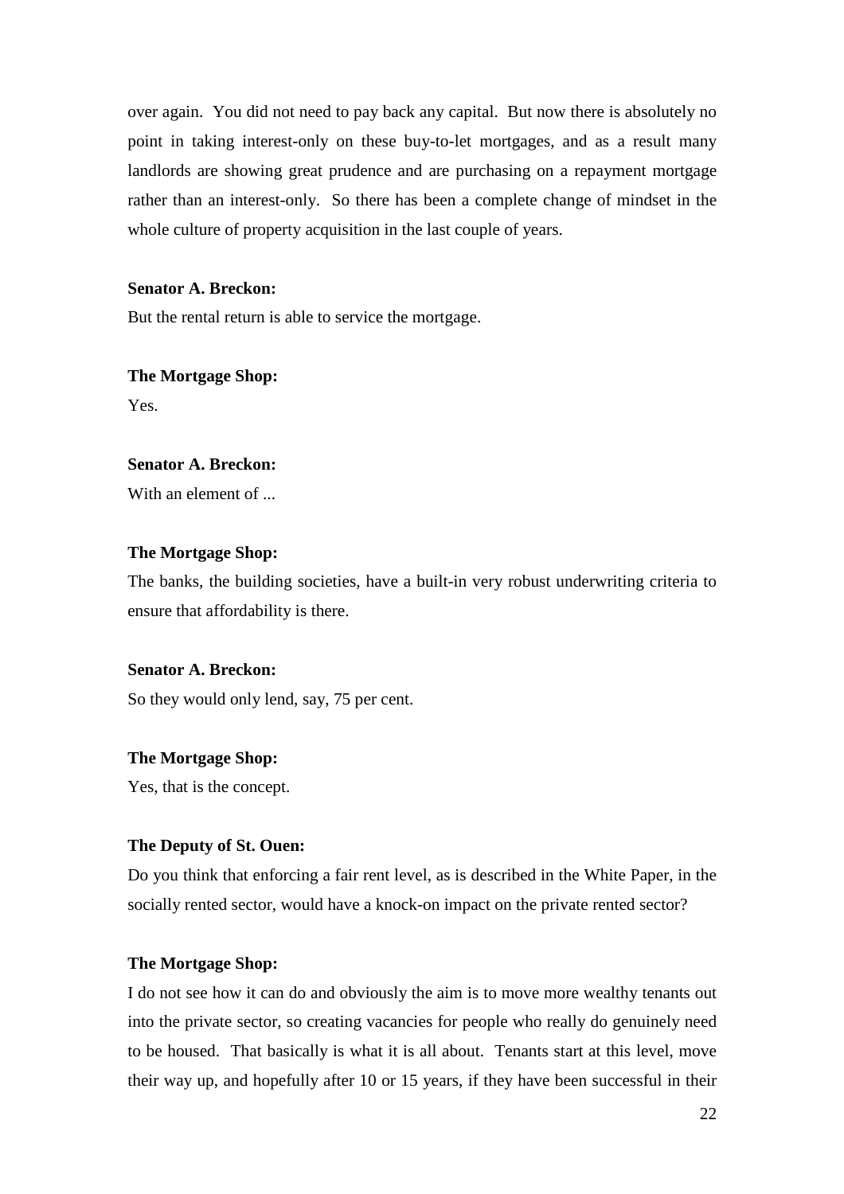over again. You did not need to pay back any capital. But now there is absolutely no point in taking interest-only on these buy-to-let mortgages, and as a result many landlords are showing great prudence and are purchasing on a repayment mortgage rather than an interest-only. So there has been a complete change of mindset in the whole culture of property acquisition in the last couple of years.

**Senator A. Breckon:**

But the rental return is able to service the mortgage.

**The Mortgage Shop:**

Yes.

**Senator A. Breckon:**

With an element of ...

**The Mortgage Shop:**

The banks, the building societies, have a built-in very robust underwriting criteria to ensure that affordability is there.

**Senator A. Breckon:**

So they would only lend, say, 75 per cent.

**The Mortgage Shop:**

Yes, that is the concept.

**The Deputy of St. Ouen:**

Do you think that enforcing a fair rent level, as is described in the White Paper, in the socially rented sector, would have a knock-on impact on the private rented sector?

**The Mortgage Shop:**

I do not see how it can do and obviously the aim is to move more wealthy tenants out into the private sector, so creating vacancies for people who really do genuinely need to be housed. That basically is what it is all about. Tenants start at this level, move their way up, and hopefully after 10 or 15 years, if they have been successful in their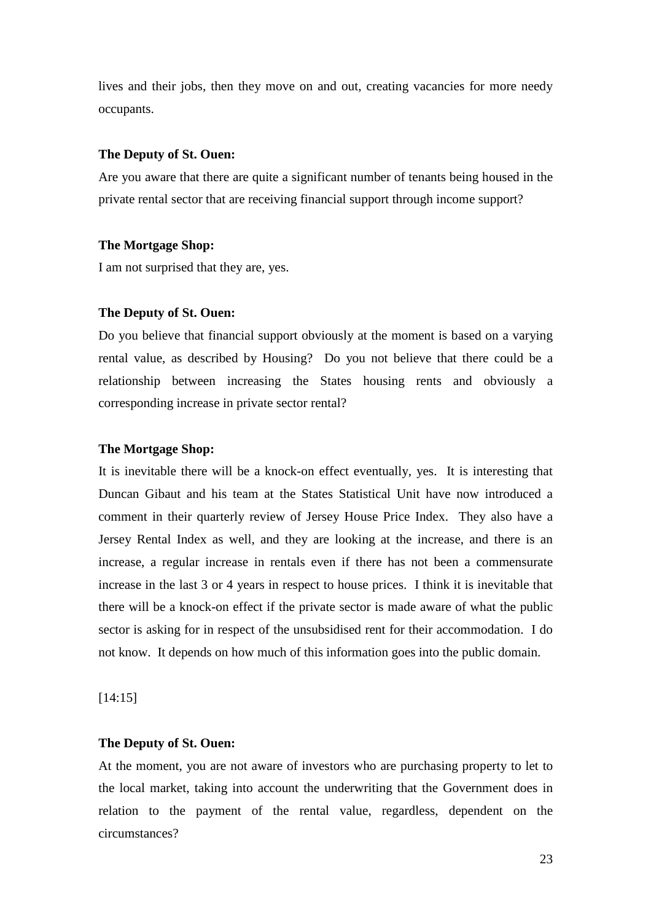lives and their jobs, then they move on and out, creating vacancies for more needy occupants.

**The Deputy of St. Ouen:**

Are you aware that there are quite a significant number of tenants being housed in the private rental sector that are receiving financial support through income support?

**The Mortgage Shop:**

I am not surprised that they are, yes.

**The Deputy of St. Ouen:**

Do you believe that financial support obviously at the moment is based on a varying rental value, as described by Housing? Do you not believe that there could be a relationship between increasing the States housing rents and obviously a corresponding increase in private sector rental?

**The Mortgage Shop:**

It is inevitable there will be a knock-on effect eventually, yes. It is interesting that Duncan Gibaut and his team at the States Statistical Unit have now introduced a comment in their quarterly review of Jersey House Price Index. They also have a Jersey Rental Index as well, and they are looking at the increase, and there is an increase, a regular increase in rentals even if there has not been a commensurate increase in the last 3 or 4 years in respect to house prices. I think it is inevitable that there will be a knock-on effect if the private sector is made aware of what the public sector is asking for in respect of the unsubsidised rent for their accommodation. I do not know. It depends on how much of this information goes into the public domain.

[14:15]

**The Deputy of St. Ouen:**

At the moment, you are not aware of investors who are purchasing property to let to the local market, taking into account the underwriting that the Government does in relation to the payment of the rental value, regardless, dependent on the circumstances?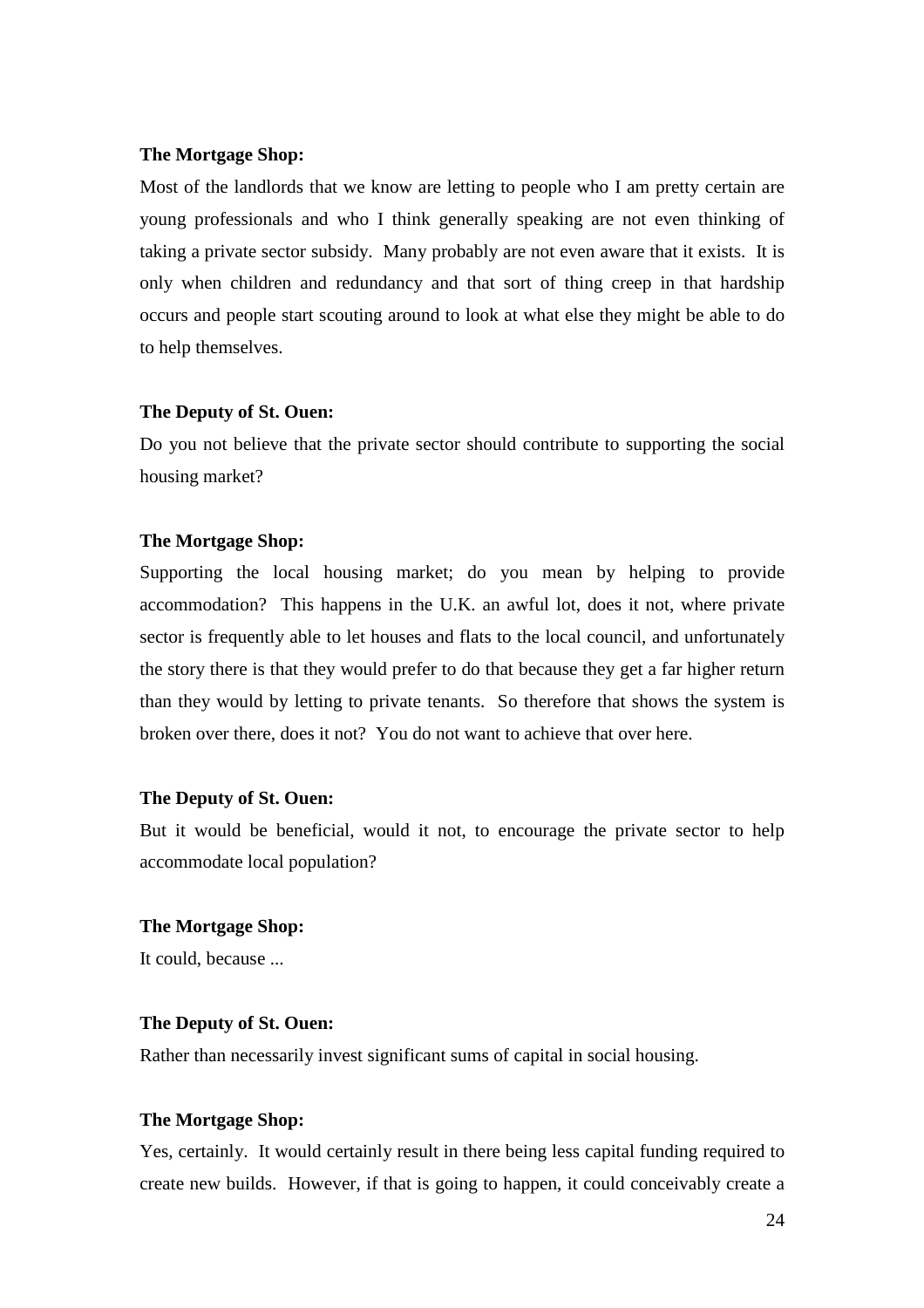**The Mortgage Shop:**

Most of the landlords that we know are letting to people who I am pretty certain are young professionals and who I think generally speaking are not even thinking of taking a private sector subsidy. Many probably are not even aware that it exists. It is only when children and redundancy and that sort of thing creep in that hardship occurs and people start scouting around to look at what else they might be able to do to help themselves.

**The Deputy of St. Ouen:**

Do you not believe that the private sector should contribute to supporting the social housing market?

**The Mortgage Shop:**

Supporting the local housing market; do you mean by helping to provide accommodation? This happens in the U.K. an awful lot, does it not, where private sector is frequently able to let houses and flats to the local council, and unfortunately the story there is that they would prefer to do that because they get a far higher return than they would by letting to private tenants. So therefore that shows the system is broken over there, does it not? You do not want to achieve that over here.

**The Deputy of St. Ouen:**

But it would be beneficial, would it not, to encourage the private sector to help accommodate local population?

**The Mortgage Shop:**

It could, because ...

**The Deputy of St. Ouen:**

Rather than necessarily invest significant sums of capital in social housing.

**The Mortgage Shop:**

Yes, certainly. It would certainly result in there being less capital funding required to create new builds. However, if that is going to happen, it could conceivably create a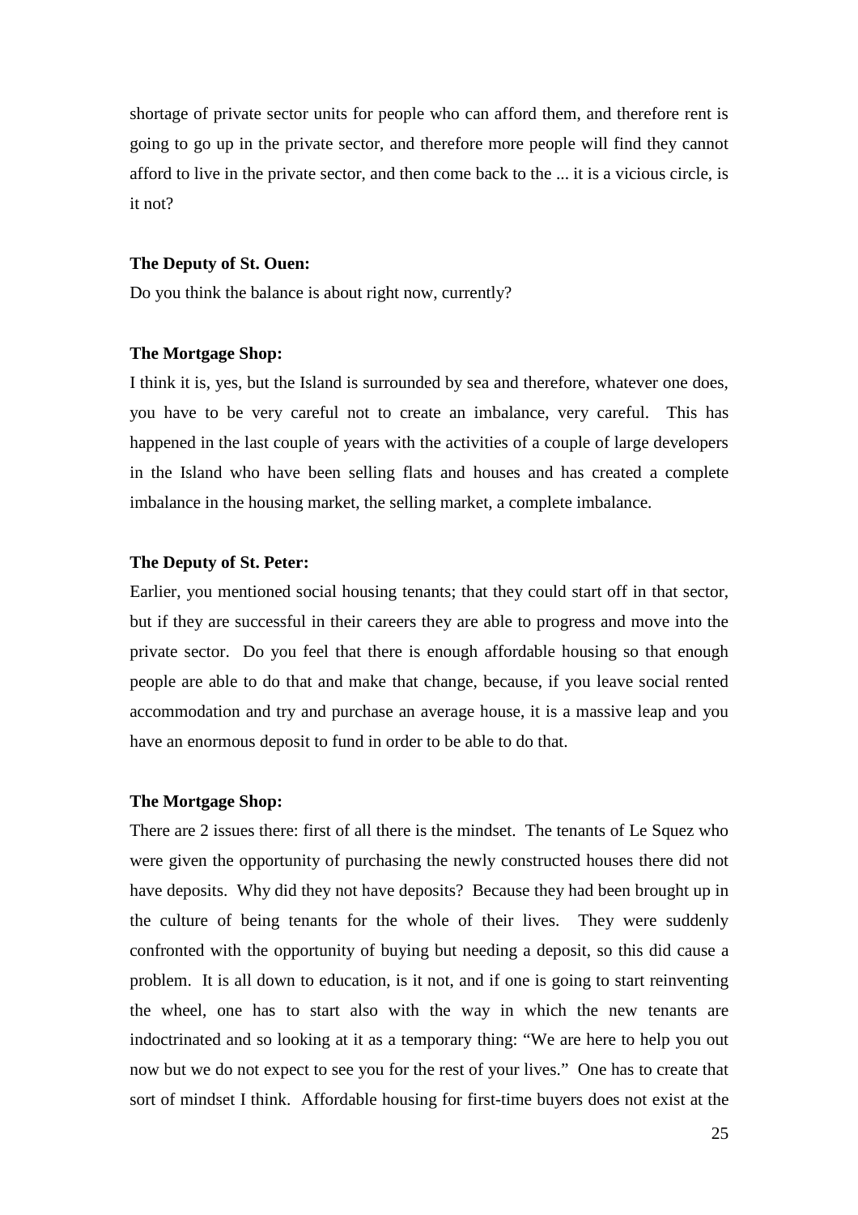shortage of private sector units for people who can afford them, and therefore rent is going to go up in the private sector, and therefore more people will find they cannot afford to live in the private sector, and then come back to the ... it is a vicious circle, is it not?

**The Deputy of St. Ouen:**

Do you think the balance is about right now, currently?

**The Mortgage Shop:**

I think it is, yes, but the Island is surrounded by sea and therefore, whatever one does, you have to be very careful not to create an imbalance, very careful. This has happened in the last couple of years with the activities of a couple of large developers in the Island who have been selling flats and houses and has created a complete imbalance in the housing market, the selling market, a complete imbalance.

**The Deputy of St. Peter:**

Earlier, you mentioned social housing tenants; that they could start off in that sector, but if they are successful in their careers they are able to progress and move into the private sector. Do you feel that there is enough affordable housing so that enough people are able to do that and make that change, because, if you leave social rented accommodation and try and purchase an average house, it is a massive leap and you have an enormous deposit to fund in order to be able to do that.

**The Mortgage Shop:**

There are 2 issues there: first of all there is the mindset. The tenants of Le Squez who were given the opportunity of purchasing the newly constructed houses there did not have deposits. Why did they not have deposits? Because they had been brought up in the culture of being tenants for the whole of their lives. They were suddenly confronted with the opportunity of buying but needing a deposit, so this did cause a problem. It is all down to education, is it not, and if one is going to start reinventing the wheel, one has to start also with the way in which the new tenants are indoctrinated and so looking at it as a temporary thing: "We are here to help you out now but we do not expect to see you for the rest of your lives." One has to create that sort of mindset I think. Affordable housing for first-time buyers does not exist at the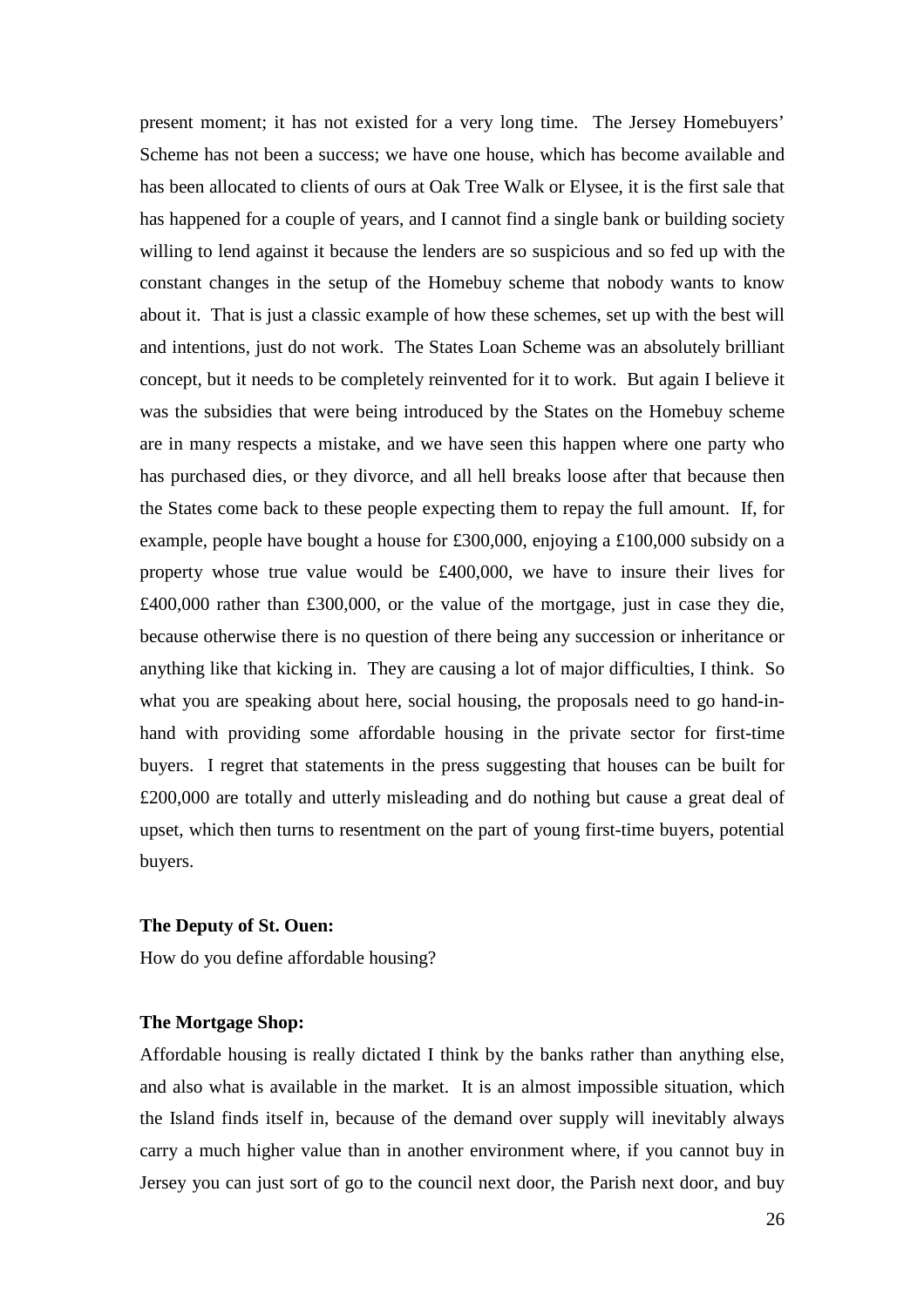present moment; it has not existed for a very long time. The Jersey Homebuyers' Scheme has not been a success; we have one house, which has become available and has been allocated to clients of ours at Oak Tree Walk or Elysee, it is the first sale that has happened for a couple of years, and I cannot find a single bank or building society willing to lend against it because the lenders are so suspicious and so fed up with the constant changes in the setup of the Homebuy scheme that nobody wants to know about it. That is just a classic example of how these schemes, set up with the best will and intentions, just do not work. The States Loan Scheme was an absolutely brilliant concept, but it needs to be completely reinvented for it to work. But again I believe it was the subsidies that were being introduced by the States on the Homebuy scheme are in many respects a mistake, and we have seen this happen where one party who has purchased dies, or they divorce, and all hell breaks loose after that because then the States come back to these people expecting them to repay the full amount. If, for example, people have bought a house for £300,000, enjoying a £100,000 subsidy on a property whose true value would be £400,000, we have to insure their lives for £400,000 rather than £300,000, or the value of the mortgage, just in case they die, because otherwise there is no question of there being any succession or inheritance or anything like that kicking in. They are causing a lot of major difficulties, I think. So what you are speaking about here, social housing, the proposals need to go hand-in-hand with providing some affordable housing in the private sector for first-time buyers. I regret that statements in the press suggesting that houses can be built for £200,000 are totally and utterly misleading and do nothing but cause a great deal of upset, which then turns to resentment on the part of young first-time buyers, potential buyers.

**The Deputy of St. Ouen:**

How do you define affordable housing?

**The Mortgage Shop:**

Affordable housing is really dictated I think by the banks rather than anything else, and also what is available in the market. It is an almost impossible situation, which the Island finds itself in, because of the demand over supply will inevitably always carry a much higher value than in another environment where, if you cannot buy in Jersey you can just sort of go to the council next door, the Parish next door, and buy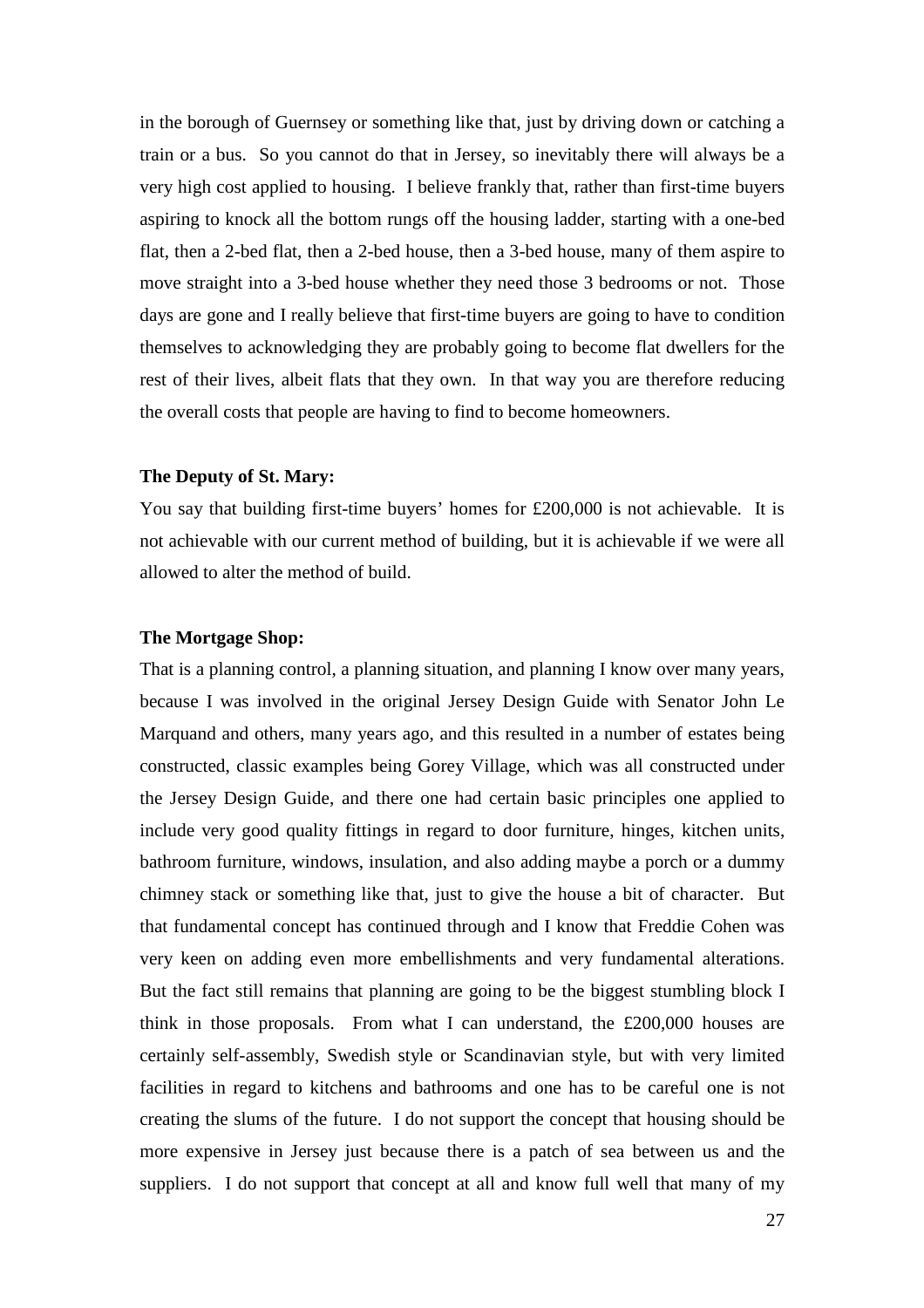in the borough of Guernsey or something like that, just by driving down or catching a train or a bus. So you cannot do that in Jersey, so inevitably there will always be a very high cost applied to housing. I believe frankly that, rather than first-time buyers aspiring to knock all the bottom rungs off the housing ladder, starting with a one-bed flat, then a 2-bed flat, then a 2-bed house, then a 3-bed house, many of them aspire to move straight into a 3-bed house whether they need those 3 bedrooms or not. Those days are gone and I really believe that first-time buyers are going to have to condition themselves to acknowledging they are probably going to become flat dwellers for the rest of their lives, albeit flats that they own. In that way you are therefore reducing the overall costs that people are having to find to become homeowners.

**The Deputy of St. Mary:**

You say that building first-time buyers' homes for £200,000 is not achievable. It is not achievable with our current method of building, but it is achievable if we were all allowed to alter the method of build.

**The Mortgage Shop:**

That is a planning control, a planning situation, and planning I know over many years, because I was involved in the original Jersey Design Guide with Senator John Le Marquand and others, many years ago, and this resulted in a number of estates being constructed, classic examples being Gorey Village, which was all constructed under the Jersey Design Guide, and there one had certain basic principles one applied to include very good quality fittings in regard to door furniture, hinges, kitchen units, bathroom furniture, windows, insulation, and also adding maybe a porch or a dummy chimney stack or something like that, just to give the house a bit of character. But that fundamental concept has continued through and I know that Freddie Cohen was very keen on adding even more embellishments and very fundamental alterations. But the fact still remains that planning are going to be the biggest stumbling block I think in those proposals. From what I can understand, the £200,000 houses are certainly self-assembly, Swedish style or Scandinavian style, but with very limited facilities in regard to kitchens and bathrooms and one has to be careful one is not creating the slums of the future. I do not support the concept that housing should be more expensive in Jersey just because there is a patch of sea between us and the suppliers. I do not support that concept at all and know full well that many of my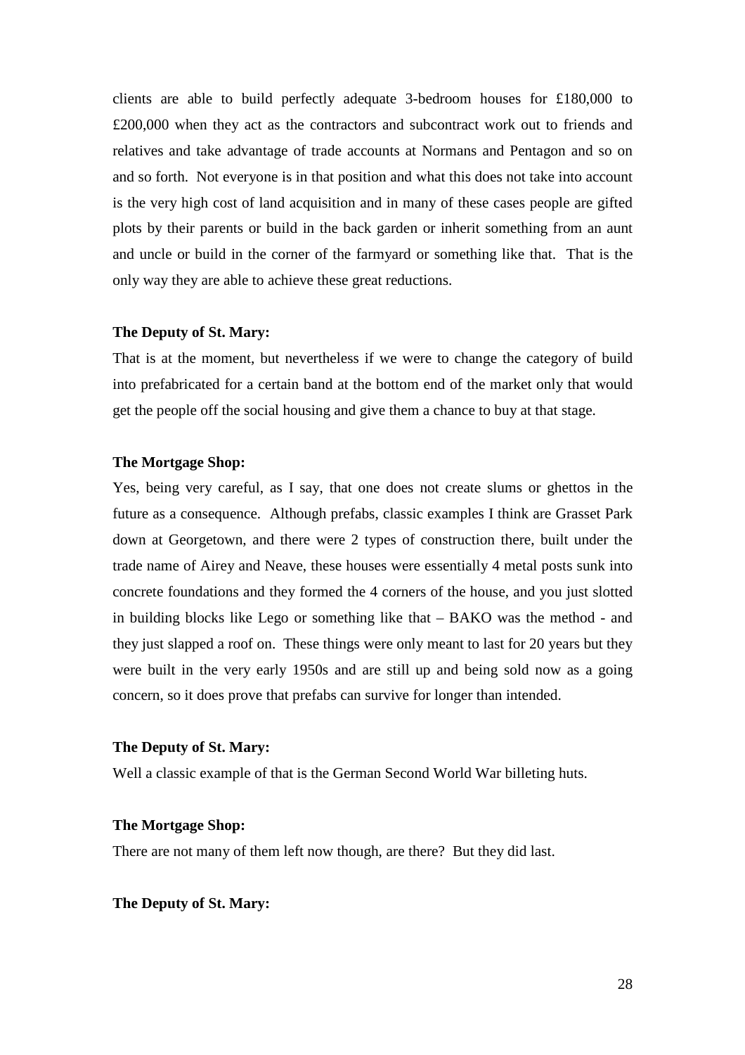clients are able to build perfectly adequate 3-bedroom houses for £180,000 to £200,000 when they act as the contractors and subcontract work out to friends and relatives and take advantage of trade accounts at Normans and Pentagon and so on and so forth. Not everyone is in that position and what this does not take into account is the very high cost of land acquisition and in many of these cases people are gifted plots by their parents or build in the back garden or inherit something from an aunt and uncle or build in the corner of the farmyard or something like that. That is the only way they are able to achieve these great reductions.

**The Deputy of St. Mary:**

That is at the moment, but nevertheless if we were to change the category of build into prefabricated for a certain band at the bottom end of the market only that would get the people off the social housing and give them a chance to buy at that stage.

**The Mortgage Shop:**

Yes, being very careful, as I say, that one does not create slums or ghettos in the future as a consequence. Although prefabs, classic examples I think are Grasset Park down at Georgetown, and there were 2 types of construction there, built under the trade name of Airey and Neave, these houses were essentially 4 metal posts sunk into concrete foundations and they formed the 4 corners of the house, and you just slotted in building blocks like Lego or something like that – BAKO was the method - and they just slapped a roof on. These things were only meant to last for 20 years but they were built in the very early 1950s and are still up and being sold now as a going concern, so it does prove that prefabs can survive for longer than intended.

**The Deputy of St. Mary:**

Well a classic example of that is the German Second World War billeting huts.

**The Mortgage Shop:**

There are not many of them left now though, are there? But they did last.

**The Deputy of St. Mary:**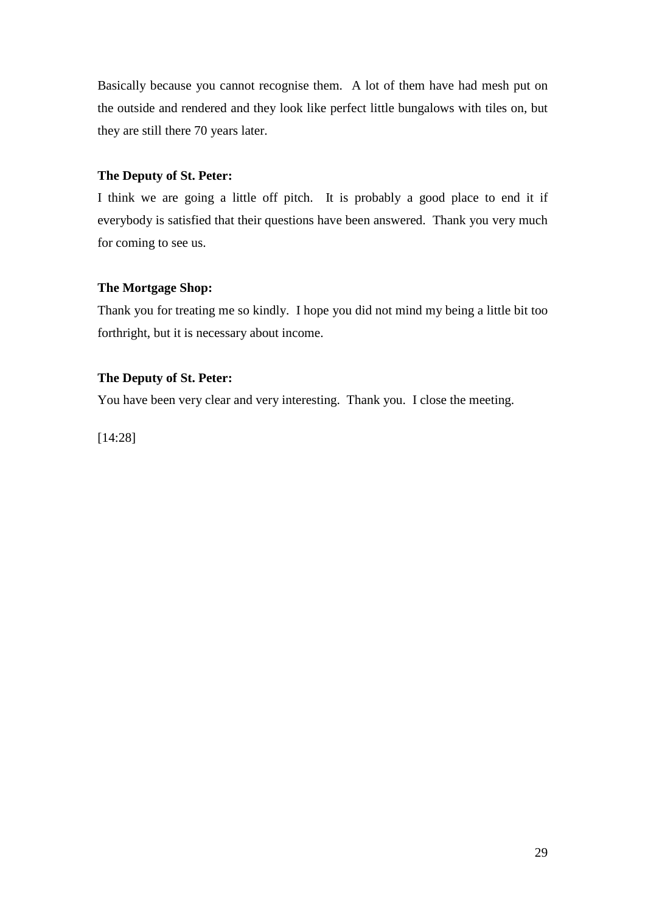Basically because you cannot recognise them.  A lot of them have had mesh put on the outside and rendered and they look like perfect little bungalows with tiles on, but they are still there 70 years later.

**The Deputy of St. Peter:**

I think we are going a little off pitch.  It is probably a good place to end it if everybody is satisfied that their questions have been answered.  Thank you very much for coming to see us.

**The Mortgage Shop:**

Thank you for treating me so kindly.  I hope you did not mind my being a little bit too forthright, but it is necessary about income.

**The Deputy of St. Peter:**

You have been very clear and very interesting.  Thank you.  I close the meeting.

[14:28]